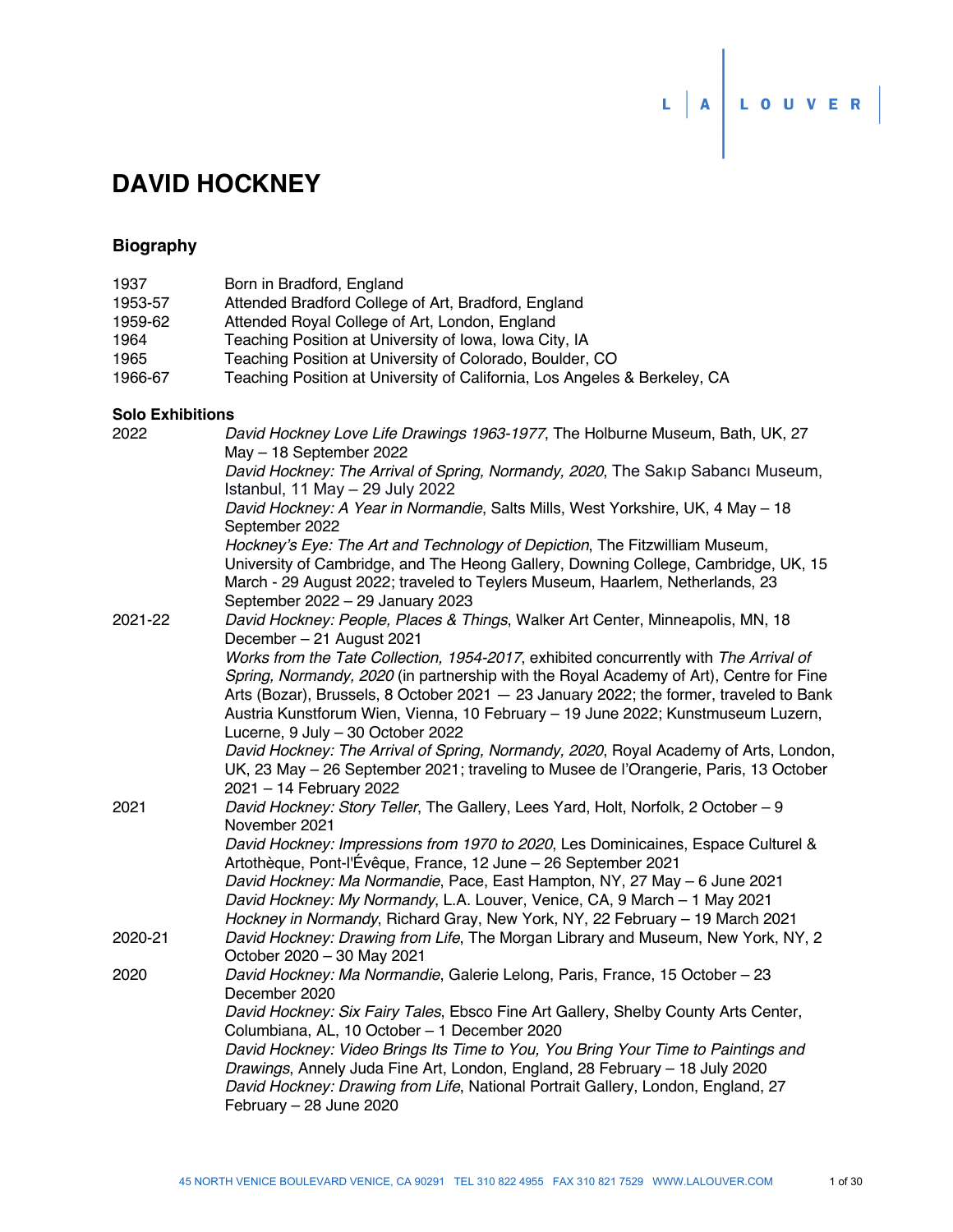L | A LOUVER

# DAVID HOCKNEY

## Biography

| | |
|---|---|
| 1937 | Born in Bradford, England |
| 1953-57 | Attended Bradford College of Art, Bradford, England |
| 1959-62 | Attended Royal College of Art, London, England |
| 1964 | Teaching Position at University of Iowa, Iowa City, IA |
| 1965 | Teaching Position at University of Colorado, Boulder, CO |
| 1966-67 | Teaching Position at University of California, Los Angeles & Berkeley, CA |

### Solo Exhibitions

**2022**

*David Hockney Love Life Drawings 1963-1977*, The Holburne Museum, Bath, UK, 27 May – 18 September 2022

*David Hockney: The Arrival of Spring, Normandy, 2020*, The Sakıp Sabancı Museum, Istanbul, 11 May – 29 July 2022

*David Hockney: A Year in Normandie*, Salts Mills, West Yorkshire, UK, 4 May – 18 September 2022

*Hockney's Eye: The Art and Technology of Depiction*, The Fitzwilliam Museum, University of Cambridge, and The Heong Gallery, Downing College, Cambridge, UK, 15 March - 29 August 2022; traveled to Teylers Museum, Haarlem, Netherlands, 23 September 2022 – 29 January 2023

**2021-22**

*David Hockney: People, Places & Things*, Walker Art Center, Minneapolis, MN, 18 December – 21 August 2021

*Works from the Tate Collection, 1954-2017*, exhibited concurrently with *The Arrival of Spring, Normandy, 2020* (in partnership with the Royal Academy of Art), Centre for Fine Arts (Bozar), Brussels, 8 October 2021 — 23 January 2022; the former, traveled to Bank Austria Kunstforum Wien, Vienna, 10 February – 19 June 2022; Kunstmuseum Luzern, Lucerne, 9 July – 30 October 2022

*David Hockney: The Arrival of Spring, Normandy, 2020*, Royal Academy of Arts, London, UK, 23 May – 26 September 2021; traveling to Musee de l'Orangerie, Paris, 13 October 2021 – 14 February 2022

**2021**

*David Hockney: Story Teller*, The Gallery, Lees Yard, Holt, Norfolk, 2 October – 9 November 2021

*David Hockney: Impressions from 1970 to 2020*, Les Dominicaines, Espace Culturel & Artothèque, Pont-l'Évêque, France, 12 June – 26 September 2021

*David Hockney: Ma Normandie*, Pace, East Hampton, NY, 27 May – 6 June 2021

*David Hockney: My Normandy*, L.A. Louver, Venice, CA, 9 March – 1 May 2021

*Hockney in Normandy*, Richard Gray, New York, NY, 22 February – 19 March 2021

**2020-21**

*David Hockney: Drawing from Life*, The Morgan Library and Museum, New York, NY, 2 October 2020 – 30 May 2021

**2020**

*David Hockney: Ma Normandie*, Galerie Lelong, Paris, France, 15 October – 23 December 2020

*David Hockney: Six Fairy Tales*, Ebsco Fine Art Gallery, Shelby County Arts Center, Columbiana, AL, 10 October – 1 December 2020

*David Hockney: Video Brings Its Time to You, You Bring Your Time to Paintings and Drawings*, Annely Juda Fine Art, London, England, 28 February – 18 July 2020

*David Hockney: Drawing from Life*, National Portrait Gallery, London, England, 27 February – 28 June 2020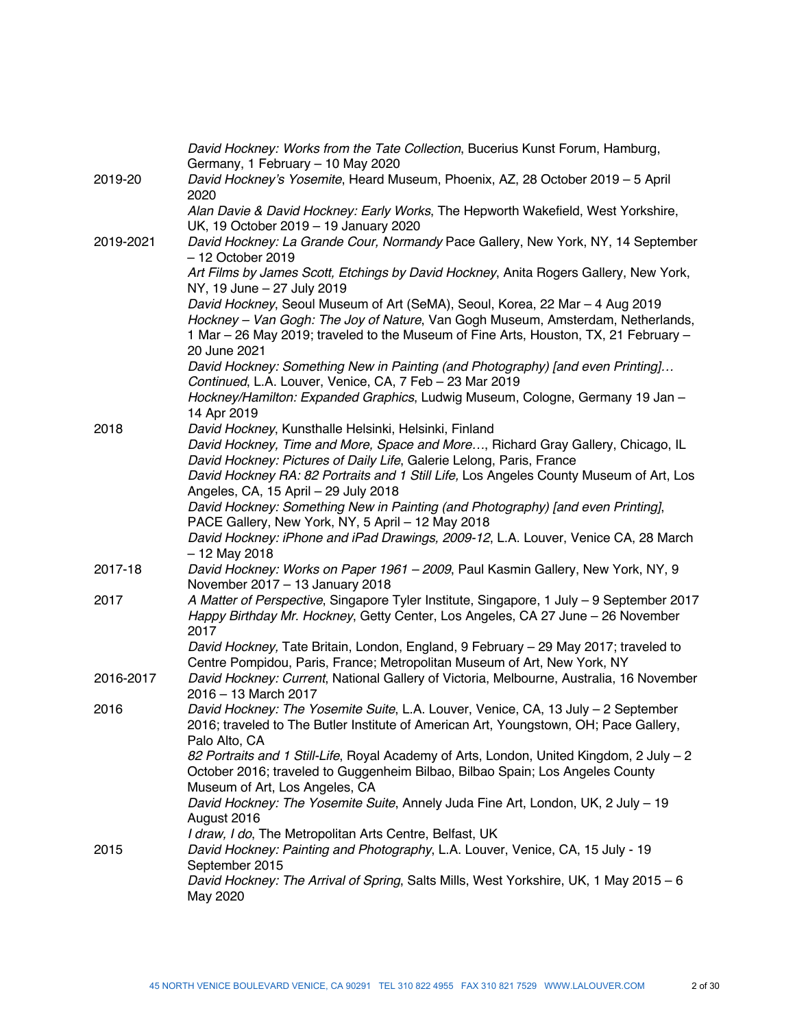*David Hockney: Works from the Tate Collection*, Bucerius Kunst Forum, Hamburg, Germany, 1 February – 10 May 2020

2019-20 *David Hockney's Yosemite*, Heard Museum, Phoenix, AZ, 28 October 2019 – 5 April 2020

*Alan Davie & David Hockney: Early Works*, The Hepworth Wakefield, West Yorkshire, UK, 19 October 2019 – 19 January 2020

2019-2021 *David Hockney: La Grande Cour, Normandy* Pace Gallery, New York, NY, 14 September – 12 October 2019

*Art Films by James Scott, Etchings by David Hockney*, Anita Rogers Gallery, New York, NY, 19 June – 27 July 2019

*David Hockney*, Seoul Museum of Art (SeMA), Seoul, Korea, 22 Mar – 4 Aug 2019

*Hockney – Van Gogh: The Joy of Nature*, Van Gogh Museum, Amsterdam, Netherlands, 1 Mar – 26 May 2019; traveled to the Museum of Fine Arts, Houston, TX, 21 February – 20 June 2021

*David Hockney: Something New in Painting (and Photography) [and even Printing]… Continued*, L.A. Louver, Venice, CA, 7 Feb – 23 Mar 2019

*Hockney/Hamilton: Expanded Graphics*, Ludwig Museum, Cologne, Germany 19 Jan – 14 Apr 2019

2018 *David Hockney*, Kunsthalle Helsinki, Helsinki, Finland

*David Hockney, Time and More, Space and More…*, Richard Gray Gallery, Chicago, IL

*David Hockney: Pictures of Daily Life*, Galerie Lelong, Paris, France

*David Hockney RA: 82 Portraits and 1 Still Life,* Los Angeles County Museum of Art, Los Angeles, CA, 15 April – 29 July 2018

*David Hockney: Something New in Painting (and Photography) [and even Printing]*, PACE Gallery, New York, NY, 5 April – 12 May 2018

*David Hockney: iPhone and iPad Drawings, 2009-12*, L.A. Louver, Venice CA, 28 March – 12 May 2018

2017-18 *David Hockney: Works on Paper 1961 – 2009*, Paul Kasmin Gallery, New York, NY, 9 November 2017 – 13 January 2018

2017 *A Matter of Perspective*, Singapore Tyler Institute, Singapore, 1 July – 9 September 2017

*Happy Birthday Mr. Hockney*, Getty Center, Los Angeles, CA 27 June – 26 November 2017

*David Hockney,* Tate Britain, London, England, 9 February – 29 May 2017; traveled to Centre Pompidou, Paris, France; Metropolitan Museum of Art, New York, NY

2016-2017 *David Hockney: Current*, National Gallery of Victoria, Melbourne, Australia, 16 November 2016 – 13 March 2017

2016 *David Hockney: The Yosemite Suite*, L.A. Louver, Venice, CA, 13 July – 2 September 2016; traveled to The Butler Institute of American Art, Youngstown, OH; Pace Gallery, Palo Alto, CA

*82 Portraits and 1 Still-Life*, Royal Academy of Arts, London, United Kingdom, 2 July – 2 October 2016; traveled to Guggenheim Bilbao, Bilbao Spain; Los Angeles County Museum of Art, Los Angeles, CA

*David Hockney: The Yosemite Suite*, Annely Juda Fine Art, London, UK, 2 July – 19 August 2016

*I draw, I do*, The Metropolitan Arts Centre, Belfast, UK

2015 *David Hockney: Painting and Photography*, L.A. Louver, Venice, CA, 15 July - 19 September 2015

*David Hockney: The Arrival of Spring*, Salts Mills, West Yorkshire, UK, 1 May 2015 – 6 May 2020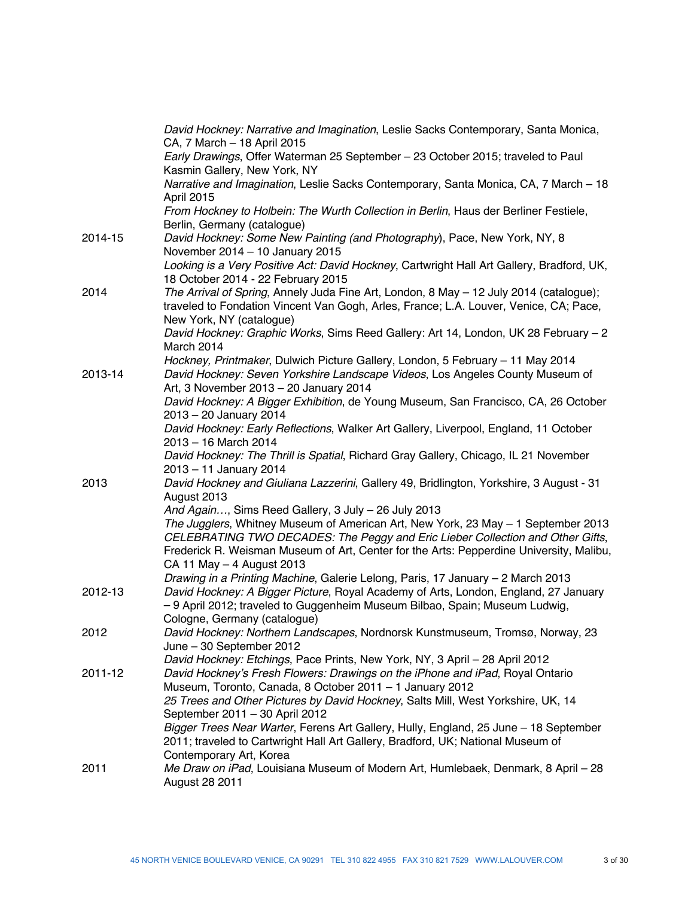| | |
|---|---|
| | *David Hockney: Narrative and Imagination*, Leslie Sacks Contemporary, Santa Monica, CA, 7 March – 18 April 2015 |
| | *Early Drawings*, Offer Waterman 25 September – 23 October 2015; traveled to Paul Kasmin Gallery, New York, NY |
| | *Narrative and Imagination*, Leslie Sacks Contemporary, Santa Monica, CA, 7 March – 18 April 2015 |
| | *From Hockney to Holbein: The Wurth Collection in Berlin*, Haus der Berliner Festiele, Berlin, Germany (catalogue) |
| 2014-15 | *David Hockney: Some New Painting (and Photography*), Pace, New York, NY, 8 November 2014 – 10 January 2015 |
| | *Looking is a Very Positive Act: David Hockney*, Cartwright Hall Art Gallery, Bradford, UK, 18 October 2014 - 22 February 2015 |
| 2014 | *The Arrival of Spring*, Annely Juda Fine Art, London, 8 May – 12 July 2014 (catalogue); traveled to Fondation Vincent Van Gogh, Arles, France; L.A. Louver, Venice, CA; Pace, New York, NY (catalogue) |
| | *David Hockney: Graphic Works*, Sims Reed Gallery: Art 14, London, UK 28 February – 2 March 2014 |
| | *Hockney, Printmaker*, Dulwich Picture Gallery, London, 5 February – 11 May 2014 |
| 2013-14 | *David Hockney: Seven Yorkshire Landscape Videos*, Los Angeles County Museum of Art, 3 November 2013 – 20 January 2014 |
| | *David Hockney: A Bigger Exhibition*, de Young Museum, San Francisco, CA, 26 October 2013 – 20 January 2014 |
| | *David Hockney: Early Reflections*, Walker Art Gallery, Liverpool, England, 11 October 2013 – 16 March 2014 |
| | *David Hockney: The Thrill is Spatial*, Richard Gray Gallery, Chicago, IL 21 November 2013 – 11 January 2014 |
| 2013 | *David Hockney and Giuliana Lazzerini*, Gallery 49, Bridlington, Yorkshire, 3 August - 31 August 2013 |
| | *And Again…*, Sims Reed Gallery, 3 July – 26 July 2013 |
| | *The Jugglers*, Whitney Museum of American Art, New York, 23 May – 1 September 2013 |
| | *CELEBRATING TWO DECADES: The Peggy and Eric Lieber Collection and Other Gifts*, Frederick R. Weisman Museum of Art, Center for the Arts: Pepperdine University, Malibu, CA 11 May – 4 August 2013 |
| | *Drawing in a Printing Machine*, Galerie Lelong, Paris, 17 January – 2 March 2013 |
| 2012-13 | *David Hockney: A Bigger Picture*, Royal Academy of Arts, London, England, 27 January – 9 April 2012; traveled to Guggenheim Museum Bilbao, Spain; Museum Ludwig, Cologne, Germany (catalogue) |
| 2012 | *David Hockney: Northern Landscapes*, Nordnorsk Kunstmuseum, Tromsø, Norway, 23 June – 30 September 2012 |
| | *David Hockney: Etchings*, Pace Prints, New York, NY, 3 April – 28 April 2012 |
| 2011-12 | *David Hockney's Fresh Flowers: Drawings on the iPhone and iPad*, Royal Ontario Museum, Toronto, Canada, 8 October 2011 – 1 January 2012 |
| | *25 Trees and Other Pictures by David Hockney*, Salts Mill, West Yorkshire, UK, 14 September 2011 – 30 April 2012 |
| | *Bigger Trees Near Warter*, Ferens Art Gallery, Hully, England, 25 June – 18 September 2011; traveled to Cartwright Hall Art Gallery, Bradford, UK; National Museum of Contemporary Art, Korea |
| 2011 | *Me Draw on iPad*, Louisiana Museum of Modern Art, Humlebaek, Denmark, 8 April – 28 August 28 2011 |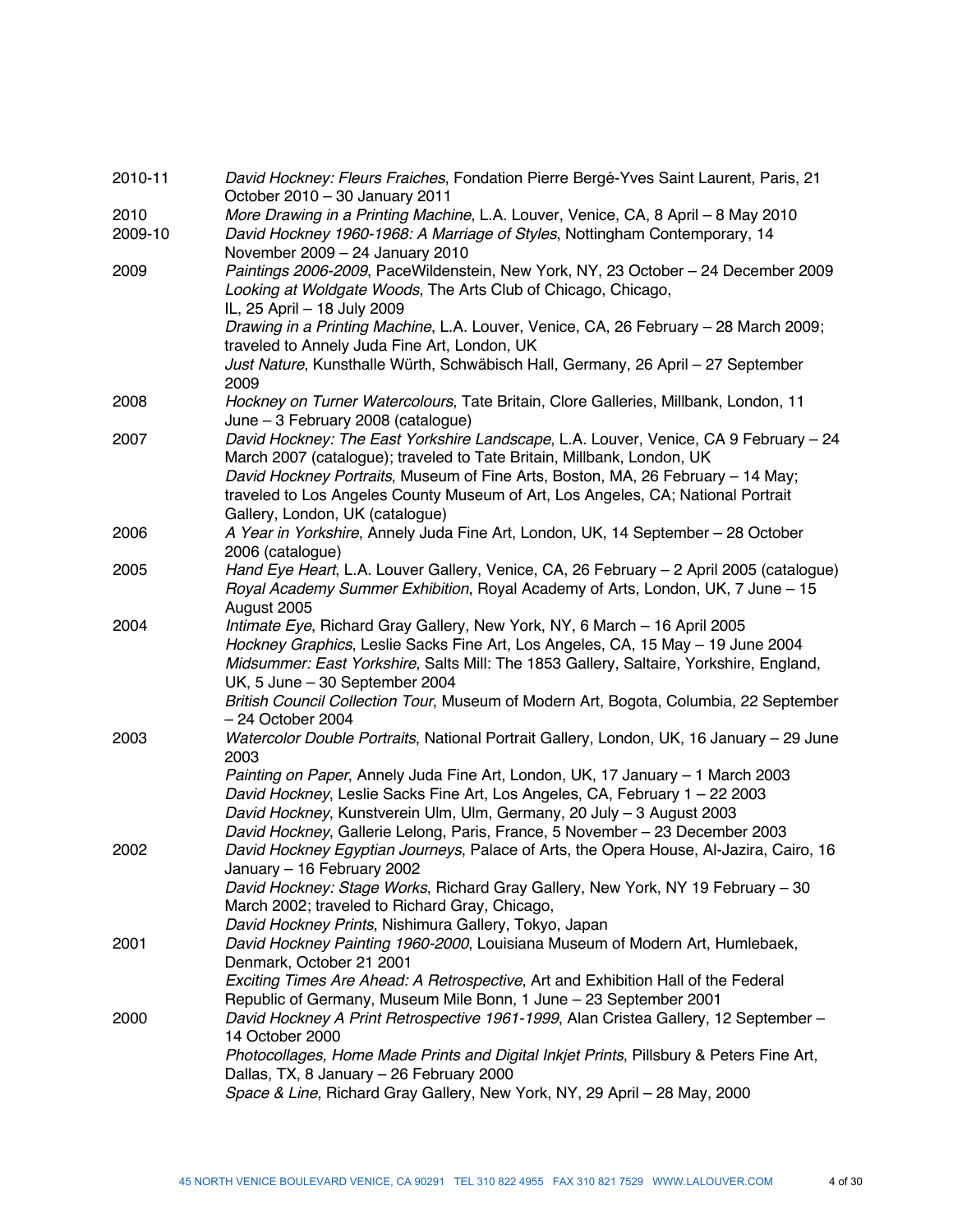| | |
|---|---|
| 2010-11 | *David Hockney: Fleurs Fraiches*, Fondation Pierre Bergé-Yves Saint Laurent, Paris, 21 October 2010 – 30 January 2011 |
| 2010 | *More Drawing in a Printing Machine*, L.A. Louver, Venice, CA, 8 April – 8 May 2010 |
| 2009-10 | *David Hockney 1960-1968: A Marriage of Styles*, Nottingham Contemporary, 14 November 2009 – 24 January 2010 |
| 2009 | *Paintings 2006-2009,* PaceWildenstein, New York, NY, 23 October – 24 December 2009<br>*Looking at Woldgate Woods*, The Arts Club of Chicago, Chicago, IL, 25 April – 18 July 2009<br>*Drawing in a Printing Machine*, L.A. Louver, Venice, CA, 26 February – 28 March 2009; traveled to Annely Juda Fine Art, London, UK<br>*Just Nature*, Kunsthalle Würth, Schwäbisch Hall, Germany, 26 April – 27 September 2009 |
| 2008 | *Hockney on Turner Watercolours*, Tate Britain, Clore Galleries, Millbank, London, 11 June – 3 February 2008 (catalogue) |
| 2007 | *David Hockney: The East Yorkshire Landscape*, L.A. Louver, Venice, CA 9 February – 24 March 2007 (catalogue); traveled to Tate Britain, Millbank, London, UK<br>*David Hockney Portraits*, Museum of Fine Arts, Boston, MA, 26 February – 14 May; traveled to Los Angeles County Museum of Art, Los Angeles, CA; National Portrait Gallery, London, UK (catalogue) |
| 2006 | *A Year in Yorkshire*, Annely Juda Fine Art, London, UK, 14 September – 28 October 2006 (catalogue) |
| 2005 | *Hand Eye Heart*, L.A. Louver Gallery, Venice, CA, 26 February – 2 April 2005 (catalogue)<br>*Royal Academy Summer Exhibition*, Royal Academy of Arts, London, UK, 7 June – 15 August 2005 |
| 2004 | *Intimate Eye*, Richard Gray Gallery, New York, NY, 6 March – 16 April 2005<br>*Hockney Graphics*, Leslie Sacks Fine Art, Los Angeles, CA, 15 May – 19 June 2004<br>*Midsummer: East Yorkshire*, Salts Mill: The 1853 Gallery, Saltaire, Yorkshire, England, UK, 5 June – 30 September 2004<br>*British Council Collection Tour*, Museum of Modern Art, Bogota, Columbia, 22 September – 24 October 2004 |
| 2003 | *Watercolor Double Portraits*, National Portrait Gallery, London, UK, 16 January – 29 June 2003<br>*Painting on Paper*, Annely Juda Fine Art, London, UK, 17 January – 1 March 2003<br>*David Hockney*, Leslie Sacks Fine Art, Los Angeles, CA, February 1 – 22 2003<br>*David Hockney*, Kunstverein Ulm, Ulm, Germany, 20 July – 3 August 2003<br>*David Hockney*, Gallerie Lelong, Paris, France, 5 November – 23 December 2003 |
| 2002 | *David Hockney Egyptian Journeys*, Palace of Arts, the Opera House, Al-Jazira, Cairo, 16 January – 16 February 2002<br>*David Hockney: Stage Works*, Richard Gray Gallery, New York, NY 19 February – 30 March 2002; traveled to Richard Gray, Chicago,<br>*David Hockney Prints*, Nishimura Gallery, Tokyo, Japan |
| 2001 | *David Hockney Painting 1960-2000*, Louisiana Museum of Modern Art, Humlebaek, Denmark, October 21 2001<br>*Exciting Times Are Ahead: A Retrospective*, Art and Exhibition Hall of the Federal Republic of Germany, Museum Mile Bonn, 1 June – 23 September 2001 |
| 2000 | *David Hockney A Print Retrospective 1961-1999*, Alan Cristea Gallery, 12 September – 14 October 2000<br>*Photocollages, Home Made Prints and Digital Inkjet Prints*, Pillsbury & Peters Fine Art, Dallas, TX, 8 January – 26 February 2000<br>*Space & Line*, Richard Gray Gallery, New York, NY, 29 April – 28 May, 2000 |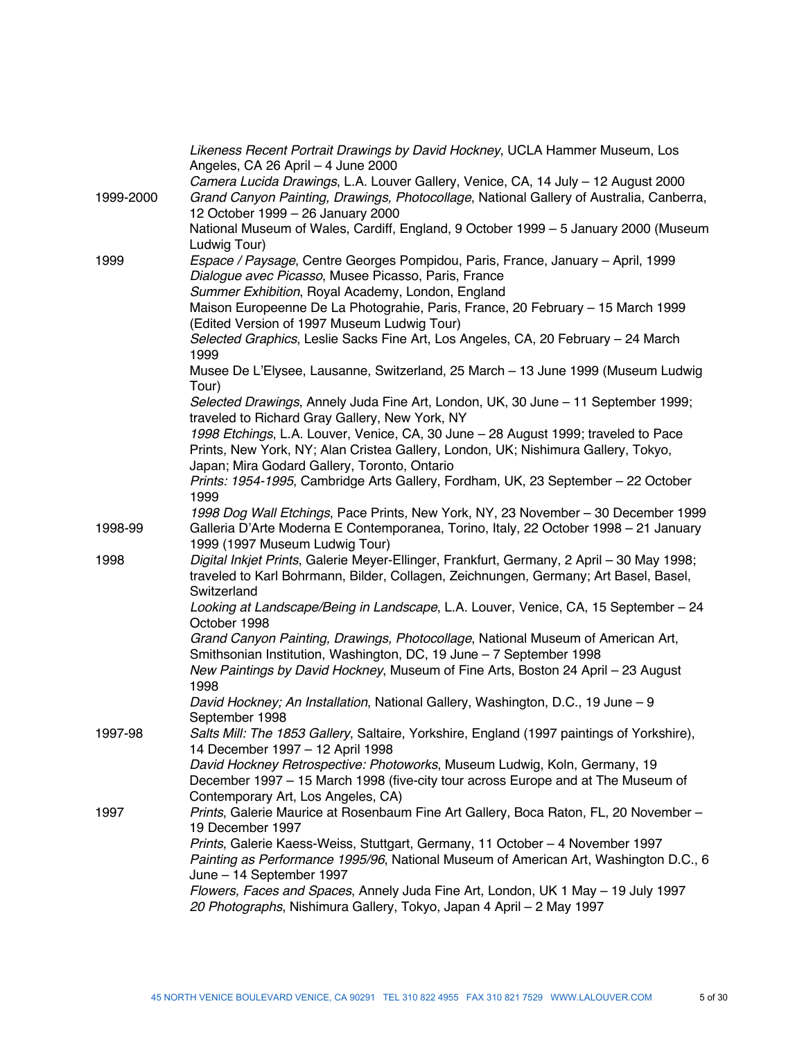*Likeness Recent Portrait Drawings by David Hockney*, UCLA Hammer Museum, Los Angeles, CA 26 April – 4 June 2000

*Camera Lucida Drawings*, L.A. Louver Gallery, Venice, CA, 14 July – 12 August 2000

**1999-2000**

*Grand Canyon Painting, Drawings, Photocollage*, National Gallery of Australia, Canberra, 12 October 1999 – 26 January 2000

National Museum of Wales, Cardiff, England, 9 October 1999 – 5 January 2000 (Museum Ludwig Tour)

**1999**

*Espace / Paysage*, Centre Georges Pompidou, Paris, France, January – April, 1999

*Dialogue avec Picasso*, Musee Picasso, Paris, France

*Summer Exhibition*, Royal Academy, London, England

Maison Europeenne De La Photograhie, Paris, France, 20 February – 15 March 1999 (Edited Version of 1997 Museum Ludwig Tour)

*Selected Graphics*, Leslie Sacks Fine Art, Los Angeles, CA, 20 February – 24 March 1999

Musee De L'Elysee, Lausanne, Switzerland, 25 March – 13 June 1999 (Museum Ludwig Tour)

*Selected Drawings*, Annely Juda Fine Art, London, UK, 30 June – 11 September 1999; traveled to Richard Gray Gallery, New York, NY

*1998 Etchings*, L.A. Louver, Venice, CA, 30 June – 28 August 1999; traveled to Pace Prints, New York, NY; Alan Cristea Gallery, London, UK; Nishimura Gallery, Tokyo, Japan; Mira Godard Gallery, Toronto, Ontario

*Prints: 1954-1995*, Cambridge Arts Gallery, Fordham, UK, 23 September – 22 October 1999

*1998 Dog Wall Etchings*, Pace Prints, New York, NY, 23 November – 30 December 1999

**1998-99**

Galleria D'Arte Moderna E Contemporanea, Torino, Italy, 22 October 1998 – 21 January 1999 (1997 Museum Ludwig Tour)

**1998**

*Digital Inkjet Prints*, Galerie Meyer-Ellinger, Frankfurt, Germany, 2 April – 30 May 1998; traveled to Karl Bohrmann, Bilder, Collagen, Zeichnungen, Germany; Art Basel, Basel, Switzerland

*Looking at Landscape/Being in Landscape*, L.A. Louver, Venice, CA, 15 September – 24 October 1998

*Grand Canyon Painting, Drawings, Photocollage*, National Museum of American Art, Smithsonian Institution, Washington, DC, 19 June – 7 September 1998

*New Paintings by David Hockney*, Museum of Fine Arts, Boston 24 April – 23 August 1998

*David Hockney; An Installation*, National Gallery, Washington, D.C., 19 June – 9 September 1998

**1997-98**

*Salts Mill: The 1853 Gallery*, Saltaire, Yorkshire, England (1997 paintings of Yorkshire), 14 December 1997 – 12 April 1998

*David Hockney Retrospective: Photoworks*, Museum Ludwig, Koln, Germany, 19 December 1997 – 15 March 1998 (five-city tour across Europe and at The Museum of Contemporary Art, Los Angeles, CA)

**1997**

*Prints*, Galerie Maurice at Rosenbaum Fine Art Gallery, Boca Raton, FL, 20 November – 19 December 1997

*Prints*, Galerie Kaess-Weiss, Stuttgart, Germany, 11 October – 4 November 1997

*Painting as Performance 1995/96*, National Museum of American Art, Washington D.C., 6 June – 14 September 1997

*Flowers, Faces and Spaces*, Annely Juda Fine Art, London, UK 1 May – 19 July 1997

*20 Photographs*, Nishimura Gallery, Tokyo, Japan 4 April – 2 May 1997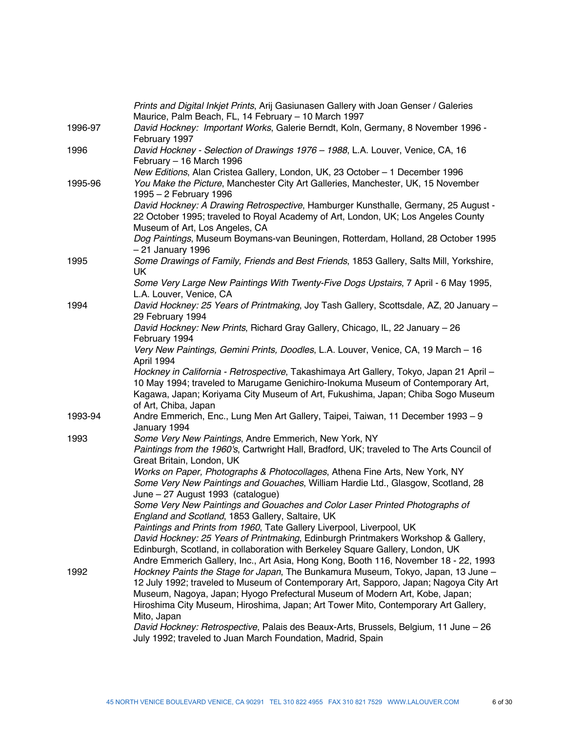*Prints and Digital Inkjet Prints*, Arij Gasiunasen Gallery with Joan Genser / Galeries Maurice, Palm Beach, FL, 14 February – 10 March 1997

1996-97 *David Hockney: Important Works*, Galerie Berndt, Koln, Germany, 8 November 1996 - February 1997

1996 *David Hockney - Selection of Drawings 1976 – 1988*, L.A. Louver, Venice, CA, 16 February – 16 March 1996

*New Editions*, Alan Cristea Gallery, London, UK, 23 October – 1 December 1996

1995-96 *You Make the Picture*, Manchester City Art Galleries, Manchester, UK, 15 November 1995 – 2 February 1996

*David Hockney: A Drawing Retrospective*, Hamburger Kunsthalle, Germany, 25 August - 22 October 1995; traveled to Royal Academy of Art, London, UK; Los Angeles County Museum of Art, Los Angeles, CA

*Dog Paintings*, Museum Boymans-van Beuningen, Rotterdam, Holland, 28 October 1995 – 21 January 1996

1995 *Some Drawings of Family, Friends and Best Friends*, 1853 Gallery, Salts Mill, Yorkshire, UK

*Some Very Large New Paintings With Twenty-Five Dogs Upstairs*, 7 April - 6 May 1995, L.A. Louver, Venice, CA

1994 *David Hockney: 25 Years of Printmaking*, Joy Tash Gallery, Scottsdale, AZ, 20 January – 29 February 1994

*David Hockney: New Prints*, Richard Gray Gallery, Chicago, IL, 22 January – 26 February 1994

*Very New Paintings, Gemini Prints, Doodles*, L.A. Louver, Venice, CA, 19 March – 16 April 1994

*Hockney in California - Retrospective*, Takashimaya Art Gallery, Tokyo, Japan 21 April – 10 May 1994; traveled to Marugame Genichiro-Inokuma Museum of Contemporary Art, Kagawa, Japan; Koriyama City Museum of Art, Fukushima, Japan; Chiba Sogo Museum of Art, Chiba, Japan

1993-94 Andre Emmerich, Enc., Lung Men Art Gallery, Taipei, Taiwan, 11 December 1993 – 9 January 1994

1993 *Some Very New Paintings*, Andre Emmerich, New York, NY

*Paintings from the 1960's*, Cartwright Hall, Bradford, UK; traveled to The Arts Council of Great Britain, London, UK

*Works on Paper, Photographs & Photocollages*, Athena Fine Arts, New York, NY

*Some Very New Paintings and Gouaches*, William Hardie Ltd., Glasgow, Scotland, 28 June – 27 August 1993 (catalogue)

*Some Very New Paintings and Gouaches and Color Laser Printed Photographs of England and Scotland*, 1853 Gallery, Saltaire, UK

*Paintings and Prints from 1960*, Tate Gallery Liverpool, Liverpool, UK

*David Hockney: 25 Years of Printmaking*, Edinburgh Printmakers Workshop & Gallery, Edinburgh, Scotland, in collaboration with Berkeley Square Gallery, London, UK

Andre Emmerich Gallery, Inc., Art Asia, Hong Kong, Booth 116, November 18 - 22, 1993

1992 *Hockney Paints the Stage for Japan*, The Bunkamura Museum, Tokyo, Japan, 13 June – 12 July 1992; traveled to Museum of Contemporary Art, Sapporo, Japan; Nagoya City Art Museum, Nagoya, Japan; Hyogo Prefectural Museum of Modern Art, Kobe, Japan; Hiroshima City Museum, Hiroshima, Japan; Art Tower Mito, Contemporary Art Gallery, Mito, Japan

*David Hockney: Retrospective*, Palais des Beaux-Arts, Brussels, Belgium, 11 June – 26 July 1992; traveled to Juan March Foundation, Madrid, Spain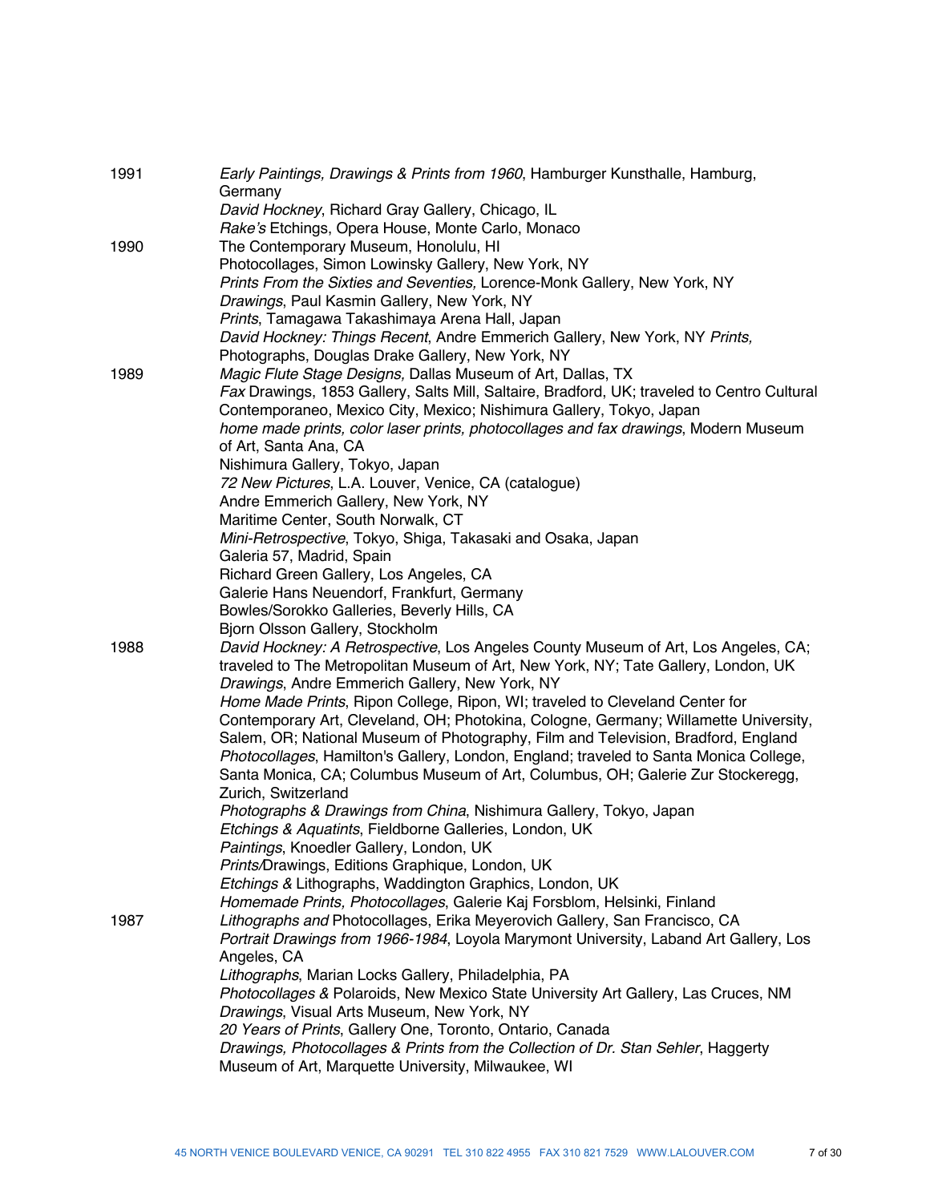1991

*Early Paintings, Drawings & Prints from 1960*, Hamburger Kunsthalle, Hamburg, Germany
*David Hockney*, Richard Gray Gallery, Chicago, IL
*Rake's* Etchings, Opera House, Monte Carlo, Monaco

1990

The Contemporary Museum, Honolulu, HI
Photocollages, Simon Lowinsky Gallery, New York, NY
*Prints From the Sixties and Seventies,* Lorence-Monk Gallery, New York, NY
*Drawings*, Paul Kasmin Gallery, New York, NY
*Prints*, Tamagawa Takashimaya Arena Hall, Japan
*David Hockney: Things Recent*, Andre Emmerich Gallery, New York, NY *Prints,* Photographs, Douglas Drake Gallery, New York, NY

1989

*Magic Flute Stage Designs,* Dallas Museum of Art, Dallas, TX
*Fax* Drawings, 1853 Gallery, Salts Mill, Saltaire, Bradford, UK; traveled to Centro Cultural Contemporaneo, Mexico City, Mexico; Nishimura Gallery, Tokyo, Japan
*home made prints, color laser prints, photocollages and fax drawings*, Modern Museum of Art, Santa Ana, CA
Nishimura Gallery, Tokyo, Japan
*72 New Pictures*, L.A. Louver, Venice, CA (catalogue)
Andre Emmerich Gallery, New York, NY
Maritime Center, South Norwalk, CT
*Mini-Retrospective*, Tokyo, Shiga, Takasaki and Osaka, Japan
Galeria 57, Madrid, Spain
Richard Green Gallery, Los Angeles, CA
Galerie Hans Neuendorf, Frankfurt, Germany
Bowles/Sorokko Galleries, Beverly Hills, CA
Bjorn Olsson Gallery, Stockholm

1988

*David Hockney: A Retrospective*, Los Angeles County Museum of Art, Los Angeles, CA; traveled to The Metropolitan Museum of Art, New York, NY; Tate Gallery, London, UK
*Drawings*, Andre Emmerich Gallery, New York, NY
*Home Made Prints*, Ripon College, Ripon, WI; traveled to Cleveland Center for Contemporary Art, Cleveland, OH; Photokina, Cologne, Germany; Willamette University, Salem, OR; National Museum of Photography, Film and Television, Bradford, England
*Photocollages*, Hamilton's Gallery, London, England; traveled to Santa Monica College, Santa Monica, CA; Columbus Museum of Art, Columbus, OH; Galerie Zur Stockeregg, Zurich, Switzerland
*Photographs & Drawings from China*, Nishimura Gallery, Tokyo, Japan
*Etchings & Aquatints*, Fieldborne Galleries, London, UK
*Paintings*, Knoedler Gallery, London, UK
*Prints/*Drawings, Editions Graphique, London, UK
*Etchings &* Lithographs, Waddington Graphics, London, UK
*Homemade Prints, Photocollages*, Galerie Kaj Forsblom, Helsinki, Finland

1987

*Lithographs and* Photocollages, Erika Meyerovich Gallery, San Francisco, CA
*Portrait Drawings from 1966-1984*, Loyola Marymount University, Laband Art Gallery, Los Angeles, CA
*Lithographs*, Marian Locks Gallery, Philadelphia, PA
*Photocollages &* Polaroids, New Mexico State University Art Gallery, Las Cruces, NM
*Drawings*, Visual Arts Museum, New York, NY
*20 Years of Prints*, Gallery One, Toronto, Ontario, Canada
*Drawings, Photocollages & Prints from the Collection of Dr. Stan Sehler*, Haggerty Museum of Art, Marquette University, Milwaukee, WI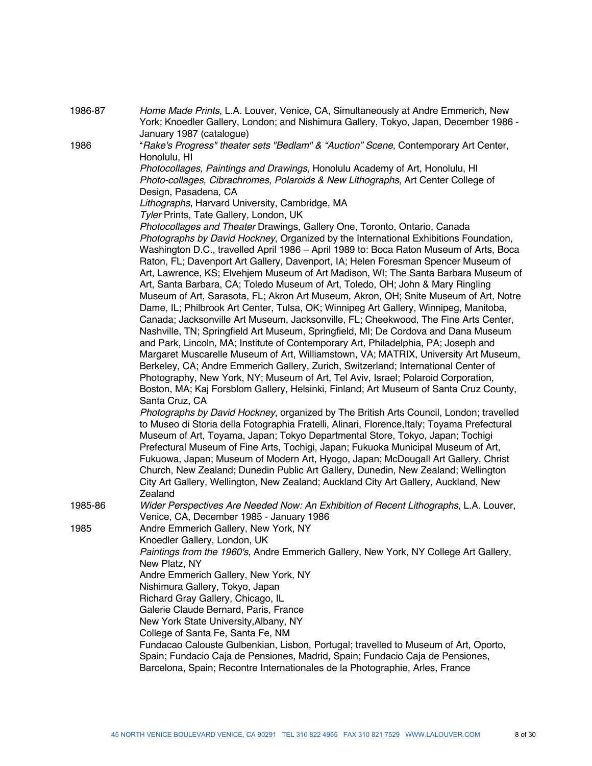1986-87 *Home Made Prints*, L.A. Louver, Venice, CA, Simultaneously at Andre Emmerich, New York; Knoedler Gallery, London; and Nishimura Gallery, Tokyo, Japan, December 1986 - January 1987 (catalogue)

1986 "*Rake's Progress" theater sets "Bedlam" & "Auction" Scene*, Contemporary Art Center, Honolulu, HI

*Photocollages, Paintings and Drawings*, Honolulu Academy of Art, Honolulu, HI

*Photo-collages, Cibrachromes, Polaroids & New Lithographs*, Art Center College of Design, Pasadena, CA

*Lithographs*, Harvard University, Cambridge, MA

*Tyler* Prints, Tate Gallery, London, UK

*Photocollages and Theater* Drawings, Gallery One, Toronto, Ontario, Canada

*Photographs by David Hockney*, Organized by the International Exhibitions Foundation, Washington D.C., travelled April 1986 – April 1989 to: Boca Raton Museum of Arts, Boca Raton, FL; Davenport Art Gallery, Davenport, IA; Helen Foresman Spencer Museum of Art, Lawrence, KS; Elvehjem Museum of Art Madison, WI; The Santa Barbara Museum of Art, Santa Barbara, CA; Toledo Museum of Art, Toledo, OH; John & Mary Ringling Museum of Art, Sarasota, FL; Akron Art Museum, Akron, OH; Snite Museum of Art, Notre Dame, IL; Philbrook Art Center, Tulsa, OK; Winnipeg Art Gallery, Winnipeg, Manitoba, Canada; Jacksonville Art Museum, Jacksonville, FL; Cheekwood, The Fine Arts Center, Nashville, TN; Springfield Art Museum, Springfield, MI; De Cordova and Dana Museum and Park, Lincoln, MA; Institute of Contemporary Art, Philadelphia, PA; Joseph and Margaret Muscarelle Museum of Art, Williamstown, VA; MATRIX, University Art Museum, Berkeley, CA; Andre Emmerich Gallery, Zurich, Switzerland; International Center of Photography, New York, NY; Museum of Art, Tel Aviv, Israel; Polaroid Corporation, Boston, MA; Kaj Forsblom Gallery, Helsinki, Finland; Art Museum of Santa Cruz County, Santa Cruz, CA

*Photographs by David Hockney*, organized by The British Arts Council, London; travelled to Museo di Storia della Fotographia Fratelli, Alinari, Florence,Italy; Toyama Prefectural Museum of Art, Toyama, Japan; Tokyo Departmental Store, Tokyo, Japan; Tochigi Prefectural Museum of Fine Arts, Tochigi, Japan; Fukuoka Municipal Museum of Art, Fukuowa, Japan; Museum of Modern Art, Hyogo, Japan; McDougall Art Gallery, Christ Church, New Zealand; Dunedin Public Art Gallery, Dunedin, New Zealand; Wellington City Art Gallery, Wellington, New Zealand; Auckland City Art Gallery, Auckland, New Zealand

1985-86 *Wider Perspectives Are Needed Now: An Exhibition of Recent Lithographs*, L.A. Louver, Venice, CA, December 1985 - January 1986

1985 Andre Emmerich Gallery, New York, NY

Knoedler Gallery, London, UK

*Paintings from the 1960's*, Andre Emmerich Gallery, New York, NY College Art Gallery, New Platz, NY

Andre Emmerich Gallery, New York, NY

Nishimura Gallery, Tokyo, Japan

Richard Gray Gallery, Chicago, IL

Galerie Claude Bernard, Paris, France

New York State University,Albany, NY

College of Santa Fe, Santa Fe, NM

Fundacao Calouste Gulbenkian, Lisbon, Portugal; travelled to Museum of Art, Oporto, Spain; Fundacio Caja de Pensiones, Madrid, Spain; Fundacio Caja de Pensiones, Barcelona, Spain; Recontre Internationales de la Photographie, Arles, France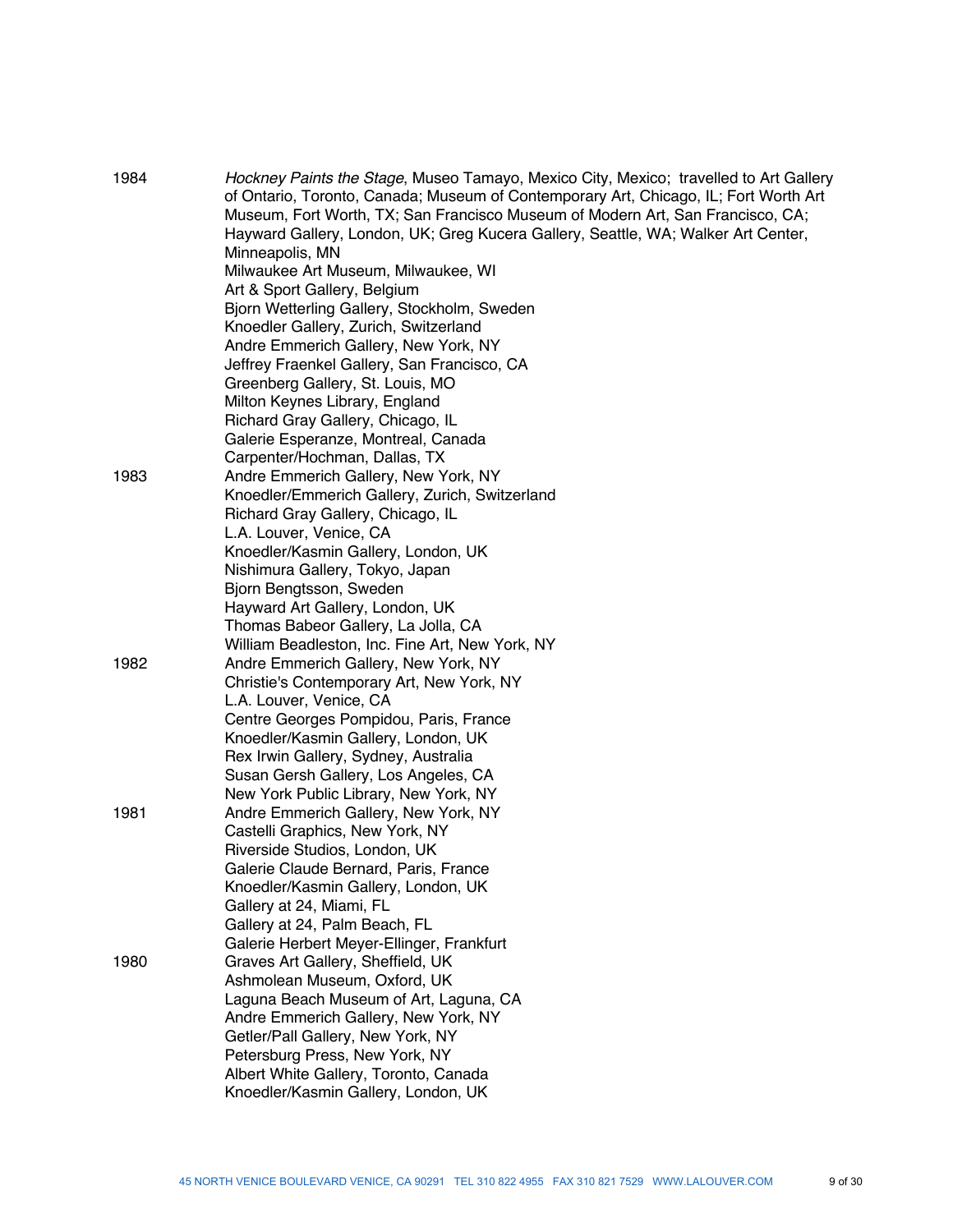1984 *Hockney Paints the Stage*, Museo Tamayo, Mexico City, Mexico; travelled to Art Gallery of Ontario, Toronto, Canada; Museum of Contemporary Art, Chicago, IL; Fort Worth Art Museum, Fort Worth, TX; San Francisco Museum of Modern Art, San Francisco, CA; Hayward Gallery, London, UK; Greg Kucera Gallery, Seattle, WA; Walker Art Center, Minneapolis, MN
Milwaukee Art Museum, Milwaukee, WI
Art & Sport Gallery, Belgium
Bjorn Wetterling Gallery, Stockholm, Sweden
Knoedler Gallery, Zurich, Switzerland
Andre Emmerich Gallery, New York, NY
Jeffrey Fraenkel Gallery, San Francisco, CA
Greenberg Gallery, St. Louis, MO
Milton Keynes Library, England
Richard Gray Gallery, Chicago, IL
Galerie Esperanze, Montreal, Canada
Carpenter/Hochman, Dallas, TX

1983 Andre Emmerich Gallery, New York, NY
Knoedler/Emmerich Gallery, Zurich, Switzerland
Richard Gray Gallery, Chicago, IL
L.A. Louver, Venice, CA
Knoedler/Kasmin Gallery, London, UK
Nishimura Gallery, Tokyo, Japan
Bjorn Bengtsson, Sweden
Hayward Art Gallery, London, UK
Thomas Babeor Gallery, La Jolla, CA
William Beadleston, Inc. Fine Art, New York, NY

1982 Andre Emmerich Gallery, New York, NY
Christie's Contemporary Art, New York, NY
L.A. Louver, Venice, CA
Centre Georges Pompidou, Paris, France
Knoedler/Kasmin Gallery, London, UK
Rex Irwin Gallery, Sydney, Australia
Susan Gersh Gallery, Los Angeles, CA
New York Public Library, New York, NY

1981 Andre Emmerich Gallery, New York, NY
Castelli Graphics, New York, NY
Riverside Studios, London, UK
Galerie Claude Bernard, Paris, France
Knoedler/Kasmin Gallery, London, UK
Gallery at 24, Miami, FL
Gallery at 24, Palm Beach, FL
Galerie Herbert Meyer-Ellinger, Frankfurt

1980 Graves Art Gallery, Sheffield, UK
Ashmolean Museum, Oxford, UK
Laguna Beach Museum of Art, Laguna, CA
Andre Emmerich Gallery, New York, NY
Getler/Pall Gallery, New York, NY
Petersburg Press, New York, NY
Albert White Gallery, Toronto, Canada
Knoedler/Kasmin Gallery, London, UK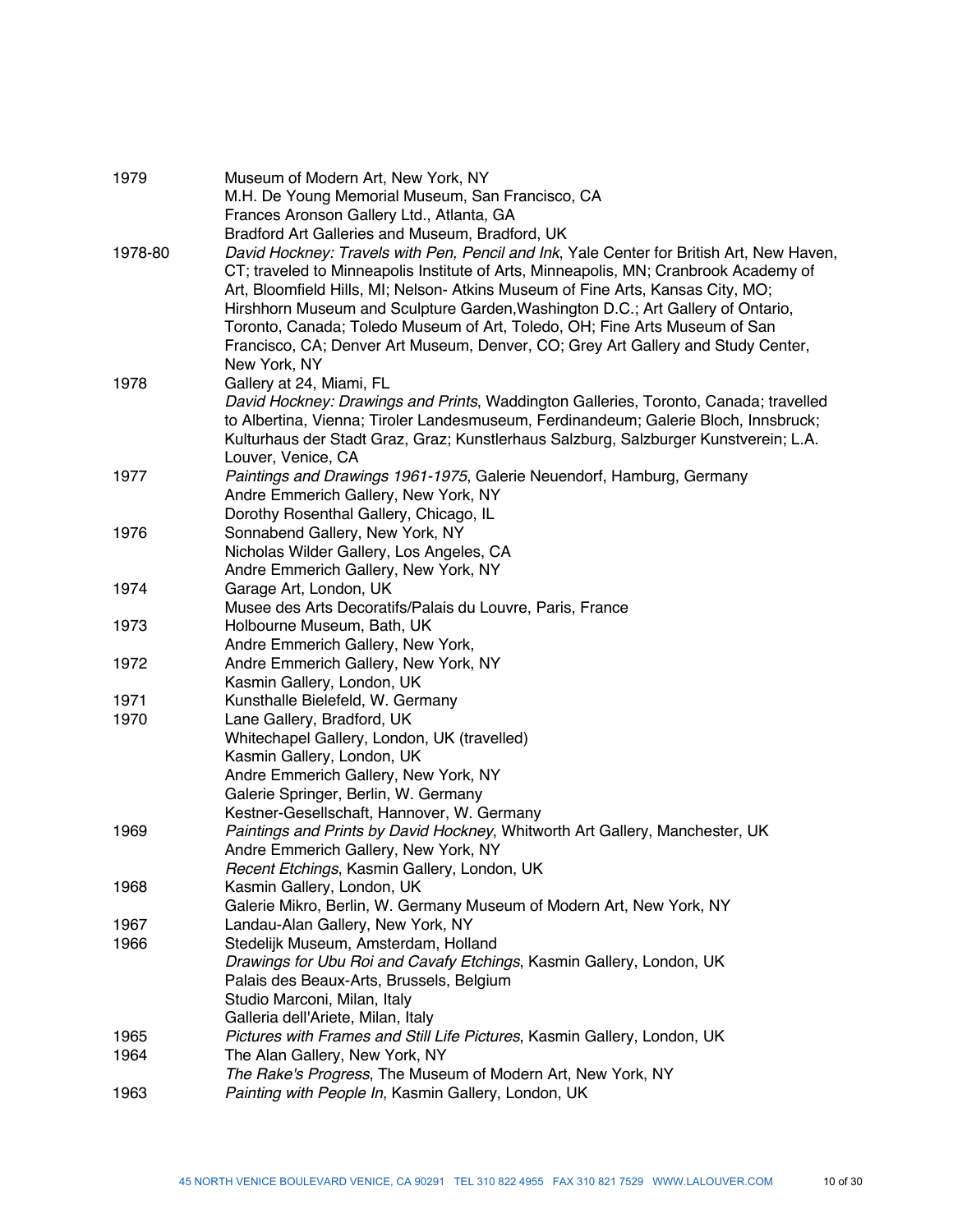| | |
|---|---|
| 1979 | Museum of Modern Art, New York, NY |
| | M.H. De Young Memorial Museum, San Francisco, CA |
| | Frances Aronson Gallery Ltd., Atlanta, GA |
| | Bradford Art Galleries and Museum, Bradford, UK |
| 1978-80 | *David Hockney: Travels with Pen, Pencil and Ink*, Yale Center for British Art, New Haven, CT; traveled to Minneapolis Institute of Arts, Minneapolis, MN; Cranbrook Academy of Art, Bloomfield Hills, MI; Nelson- Atkins Museum of Fine Arts, Kansas City, MO; Hirshhorn Museum and Sculpture Garden,Washington D.C.; Art Gallery of Ontario, Toronto, Canada; Toledo Museum of Art, Toledo, OH; Fine Arts Museum of San Francisco, CA; Denver Art Museum, Denver, CO; Grey Art Gallery and Study Center, New York, NY |
| 1978 | Gallery at 24, Miami, FL |
| | *David Hockney: Drawings and Prints*, Waddington Galleries, Toronto, Canada; travelled to Albertina, Vienna; Tiroler Landesmuseum, Ferdinandeum; Galerie Bloch, Innsbruck; Kulturhaus der Stadt Graz, Graz; Kunstlerhaus Salzburg, Salzburger Kunstverein; L.A. Louver, Venice, CA |
| 1977 | *Paintings and Drawings 1961-1975*, Galerie Neuendorf, Hamburg, Germany |
| | Andre Emmerich Gallery, New York, NY |
| | Dorothy Rosenthal Gallery, Chicago, IL |
| 1976 | Sonnabend Gallery, New York, NY |
| | Nicholas Wilder Gallery, Los Angeles, CA |
| | Andre Emmerich Gallery, New York, NY |
| 1974 | Garage Art, London, UK |
| | Musee des Arts Decoratifs/Palais du Louvre, Paris, France |
| 1973 | Holbourne Museum, Bath, UK |
| | Andre Emmerich Gallery, New York, |
| 1972 | Andre Emmerich Gallery, New York, NY |
| | Kasmin Gallery, London, UK |
| 1971 | Kunsthalle Bielefeld, W. Germany |
| 1970 | Lane Gallery, Bradford, UK |
| | Whitechapel Gallery, London, UK (travelled) |
| | Kasmin Gallery, London, UK |
| | Andre Emmerich Gallery, New York, NY |
| | Galerie Springer, Berlin, W. Germany |
| | Kestner-Gesellschaft, Hannover, W. Germany |
| 1969 | *Paintings and Prints by David Hockney*, Whitworth Art Gallery, Manchester, UK |
| | Andre Emmerich Gallery, New York, NY |
| | *Recent Etchings*, Kasmin Gallery, London, UK |
| 1968 | Kasmin Gallery, London, UK |
| | Galerie Mikro, Berlin, W. Germany Museum of Modern Art, New York, NY |
| 1967 | Landau-Alan Gallery, New York, NY |
| 1966 | Stedelijk Museum, Amsterdam, Holland |
| | *Drawings for Ubu Roi and Cavafy Etchings*, Kasmin Gallery, London, UK |
| | Palais des Beaux-Arts, Brussels, Belgium |
| | Studio Marconi, Milan, Italy |
| | Galleria dell'Ariete, Milan, Italy |
| 1965 | *Pictures with Frames and Still Life Pictures*, Kasmin Gallery, London, UK |
| 1964 | The Alan Gallery, New York, NY |
| | *The Rake's Progress*, The Museum of Modern Art, New York, NY |
| 1963 | *Painting with People In*, Kasmin Gallery, London, UK |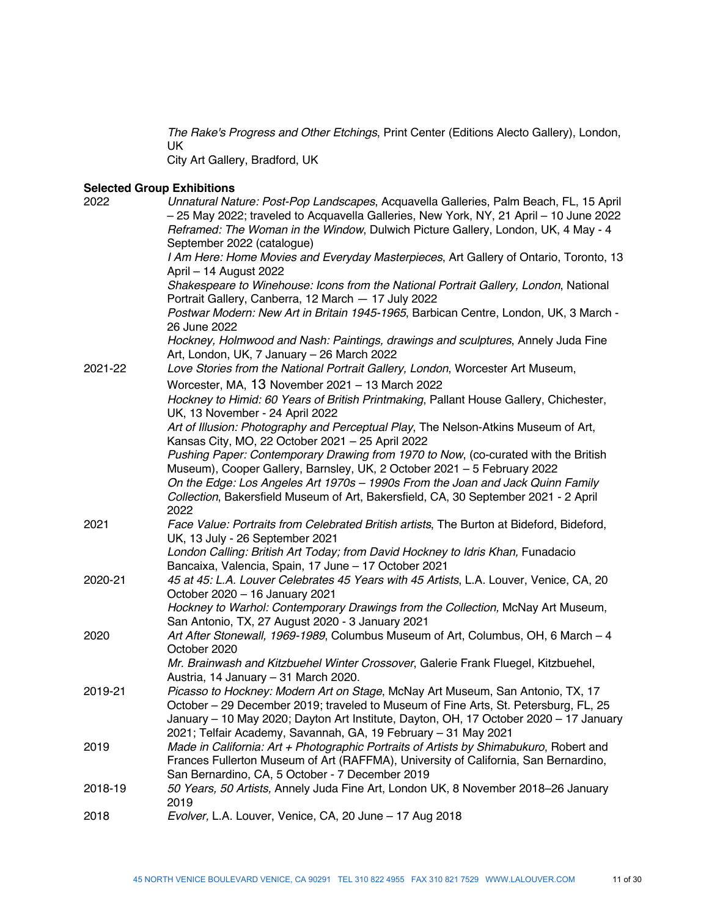*The Rake's Progress and Other Etchings*, Print Center (Editions Alecto Gallery), London, UK

City Art Gallery, Bradford, UK

**Selected Group Exhibitions**

2022 *Unnatural Nature: Post-Pop Landscapes*, Acquavella Galleries, Palm Beach, FL, 15 April – 25 May 2022; traveled to Acquavella Galleries, New York, NY, 21 April – 10 June 2022

*Reframed: The Woman in the Window*, Dulwich Picture Gallery, London, UK, 4 May - 4 September 2022 (catalogue)

*I Am Here: Home Movies and Everyday Masterpieces*, Art Gallery of Ontario, Toronto, 13 April – 14 August 2022

*Shakespeare to Winehouse: Icons from the National Portrait Gallery, London*, National Portrait Gallery, Canberra, 12 March — 17 July 2022

*Postwar Modern: New Art in Britain 1945-1965*, Barbican Centre, London, UK, 3 March - 26 June 2022

*Hockney, Holmwood and Nash: Paintings, drawings and sculptures*, Annely Juda Fine Art, London, UK, 7 January – 26 March 2022

2021-22 *Love Stories from the National Portrait Gallery, London*, Worcester Art Museum, Worcester, MA, 13 November 2021 – 13 March 2022

*Hockney to Himid: 60 Years of British Printmaking*, Pallant House Gallery, Chichester, UK, 13 November - 24 April 2022

*Art of Illusion: Photography and Perceptual Play*, The Nelson-Atkins Museum of Art, Kansas City, MO, 22 October 2021 – 25 April 2022

*Pushing Paper: Contemporary Drawing from 1970 to Now*, (co-curated with the British Museum), Cooper Gallery, Barnsley, UK, 2 October 2021 – 5 February 2022

*On the Edge: Los Angeles Art 1970s – 1990s From the Joan and Jack Quinn Family Collection*, Bakersfield Museum of Art, Bakersfield, CA, 30 September 2021 - 2 April 2022

2021 *Face Value: Portraits from Celebrated British artists*, The Burton at Bideford, Bideford, UK, 13 July - 26 September 2021

*London Calling: British Art Today; from David Hockney to Idris Khan,* Funadacio Bancaixa, Valencia, Spain, 17 June – 17 October 2021

2020-21 *45 at 45: L.A. Louver Celebrates 45 Years with 45 Artists*, L.A. Louver, Venice, CA, 20 October 2020 – 16 January 2021

*Hockney to Warhol: Contemporary Drawings from the Collection,* McNay Art Museum, San Antonio, TX, 27 August 2020 - 3 January 2021

2020 *Art After Stonewall, 1969-1989*, Columbus Museum of Art, Columbus, OH, 6 March – 4 October 2020

*Mr. Brainwash and Kitzbuehel Winter Crossover*, Galerie Frank Fluegel, Kitzbuehel, Austria, 14 January – 31 March 2020.

2019-21 *Picasso to Hockney: Modern Art on Stage*, McNay Art Museum, San Antonio, TX, 17 October – 29 December 2019; traveled to Museum of Fine Arts, St. Petersburg, FL, 25 January – 10 May 2020; Dayton Art Institute, Dayton, OH, 17 October 2020 – 17 January 2021; Telfair Academy, Savannah, GA, 19 February – 31 May 2021

2019 *Made in California: Art + Photographic Portraits of Artists by Shimabukuro*, Robert and Frances Fullerton Museum of Art (RAFFMA), University of California, San Bernardino, San Bernardino, CA, 5 October - 7 December 2019

2018-19 *50 Years, 50 Artists,* Annely Juda Fine Art, London UK, 8 November 2018–26 January 2019

2018 *Evolver,* L.A. Louver, Venice, CA, 20 June – 17 Aug 2018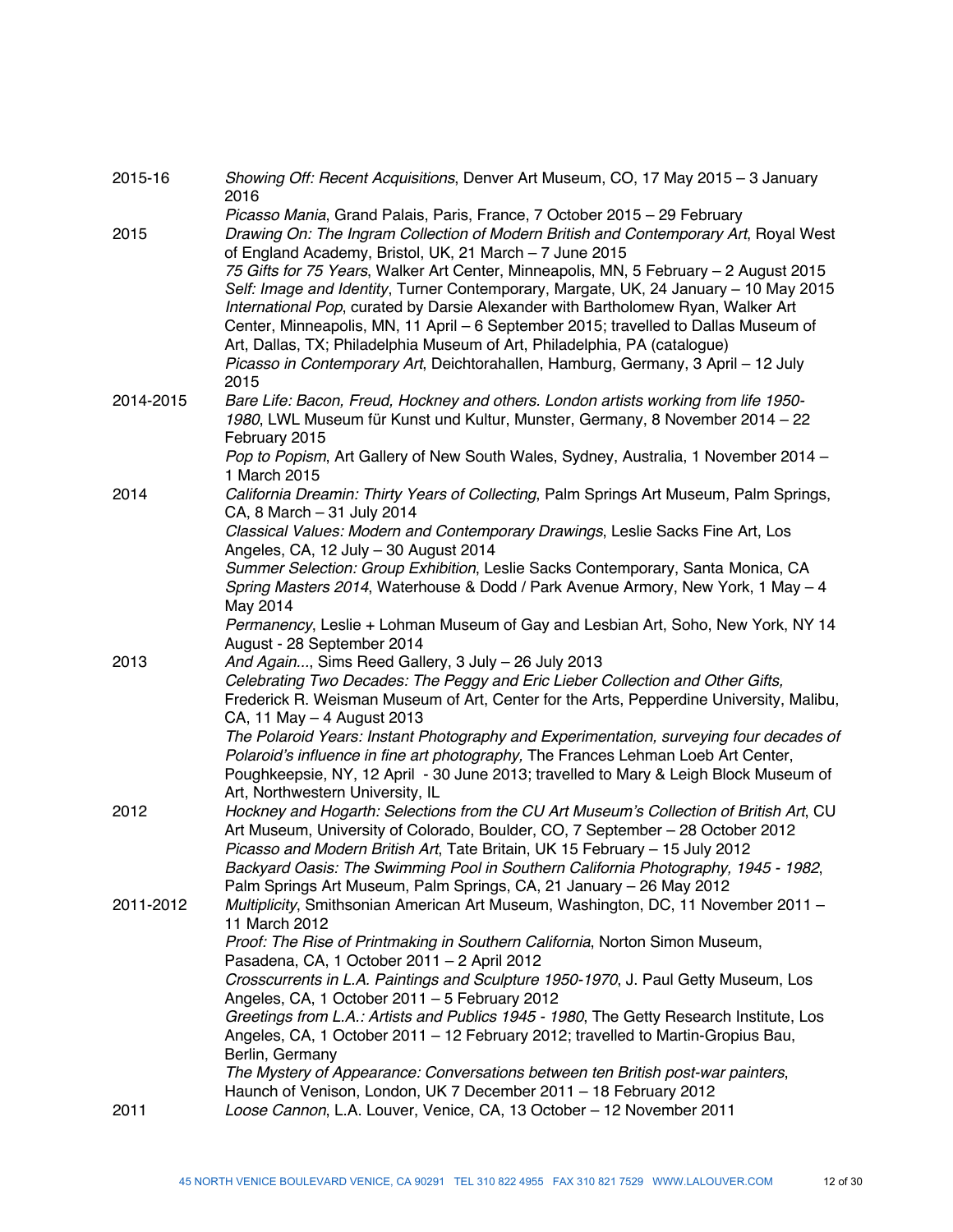2015-16 *Showing Off: Recent Acquisitions*, Denver Art Museum, CO, 17 May 2015 – 3 January 2016

*Picasso Mania*, Grand Palais, Paris, France, 7 October 2015 – 29 February

2015 *Drawing On: The Ingram Collection of Modern British and Contemporary Art*, Royal West of England Academy, Bristol, UK, 21 March – 7 June 2015

*75 Gifts for 75 Years*, Walker Art Center, Minneapolis, MN, 5 February – 2 August 2015

*Self: Image and Identity*, Turner Contemporary, Margate, UK, 24 January – 10 May 2015

*International Pop*, curated by Darsie Alexander with Bartholomew Ryan, Walker Art Center, Minneapolis, MN, 11 April – 6 September 2015; travelled to Dallas Museum of Art, Dallas, TX; Philadelphia Museum of Art, Philadelphia, PA (catalogue)

*Picasso in Contemporary Art*, Deichtorahallen, Hamburg, Germany, 3 April – 12 July 2015

2014-2015 *Bare Life: Bacon, Freud, Hockney and others. London artists working from life 1950-1980*, LWL Museum für Kunst und Kultur, Munster, Germany, 8 November 2014 – 22 February 2015

*Pop to Popism*, Art Gallery of New South Wales, Sydney, Australia, 1 November 2014 – 1 March 2015

2014 *California Dreamin: Thirty Years of Collecting*, Palm Springs Art Museum, Palm Springs, CA, 8 March – 31 July 2014

*Classical Values: Modern and Contemporary Drawings*, Leslie Sacks Fine Art, Los Angeles, CA, 12 July – 30 August 2014

*Summer Selection: Group Exhibition*, Leslie Sacks Contemporary, Santa Monica, CA

*Spring Masters 2014*, Waterhouse & Dodd / Park Avenue Armory, New York, 1 May – 4 May 2014

*Permanency*, Leslie + Lohman Museum of Gay and Lesbian Art, Soho, New York, NY 14 August - 28 September 2014

2013 *And Again...*, Sims Reed Gallery, 3 July – 26 July 2013

*Celebrating Two Decades: The Peggy and Eric Lieber Collection and Other Gifts,* Frederick R. Weisman Museum of Art, Center for the Arts, Pepperdine University, Malibu, CA, 11 May – 4 August 2013

*The Polaroid Years: Instant Photography and Experimentation, surveying four decades of Polaroid's influence in fine art photography,* The Frances Lehman Loeb Art Center, Poughkeepsie, NY, 12 April - 30 June 2013; travelled to Mary & Leigh Block Museum of Art, Northwestern University, IL

2012 *Hockney and Hogarth: Selections from the CU Art Museum's Collection of British Art*, CU Art Museum, University of Colorado, Boulder, CO, 7 September – 28 October 2012

*Picasso and Modern British Art*, Tate Britain, UK 15 February – 15 July 2012

*Backyard Oasis: The Swimming Pool in Southern California Photography, 1945 - 1982*, Palm Springs Art Museum, Palm Springs, CA, 21 January – 26 May 2012

2011-2012 *Multiplicity*, Smithsonian American Art Museum, Washington, DC, 11 November 2011 – 11 March 2012

*Proof: The Rise of Printmaking in Southern California*, Norton Simon Museum, Pasadena, CA, 1 October 2011 – 2 April 2012

*Crosscurrents in L.A. Paintings and Sculpture 1950-1970*, J. Paul Getty Museum, Los Angeles, CA, 1 October 2011 – 5 February 2012

*Greetings from L.A.: Artists and Publics 1945 - 1980*, The Getty Research Institute, Los Angeles, CA, 1 October 2011 – 12 February 2012; travelled to Martin-Gropius Bau, Berlin, Germany

*The Mystery of Appearance: Conversations between ten British post-war painters*, Haunch of Venison, London, UK 7 December 2011 – 18 February 2012

2011 *Loose Cannon*, L.A. Louver, Venice, CA, 13 October – 12 November 2011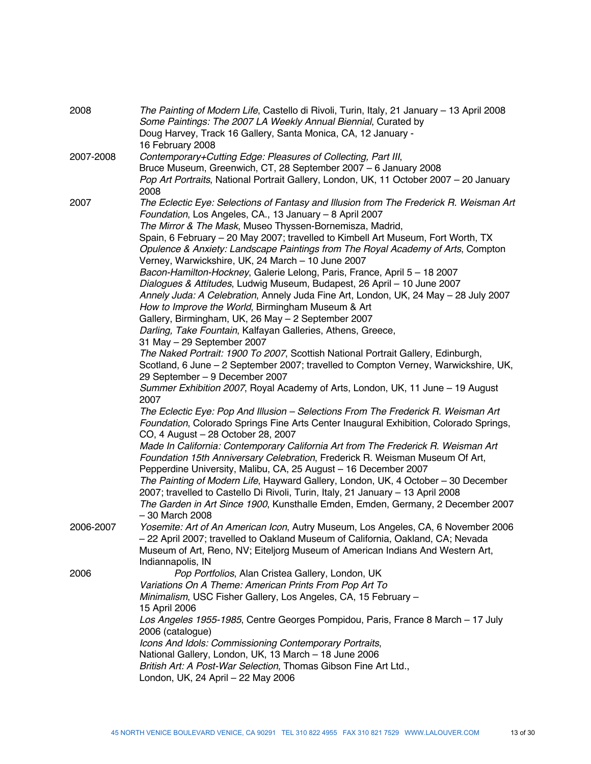2008 *The Painting of Modern Life*, Castello di Rivoli, Turin, Italy, 21 January – 13 April 2008
*Some Paintings: The 2007 LA Weekly Annual Biennial*, Curated by Doug Harvey, Track 16 Gallery, Santa Monica, CA, 12 January - 16 February 2008

2007-2008 *Contemporary+Cutting Edge: Pleasures of Collecting, Part III*, Bruce Museum, Greenwich, CT, 28 September 2007 – 6 January 2008
*Pop Art Portraits*, National Portrait Gallery, London, UK, 11 October 2007 – 20 January 2008

2007 *The Eclectic Eye: Selections of Fantasy and Illusion from The Frederick R. Weisman Art Foundation*, Los Angeles, CA., 13 January – 8 April 2007
*The Mirror & The Mask*, Museo Thyssen-Bornemisza, Madrid, Spain, 6 February – 20 May 2007; travelled to Kimbell Art Museum, Fort Worth, TX
*Opulence & Anxiety: Landscape Paintings from The Royal Academy of Arts*, Compton Verney, Warwickshire, UK, 24 March – 10 June 2007
*Bacon-Hamilton-Hockney*, Galerie Lelong, Paris, France, April 5 – 18 2007
*Dialogues & Attitudes*, Ludwig Museum, Budapest, 26 April – 10 June 2007
*Annely Juda: A Celebration*, Annely Juda Fine Art, London, UK, 24 May – 28 July 2007
*How to Improve the World*, Birmingham Museum & Art Gallery, Birmingham, UK, 26 May – 2 September 2007
*Darling, Take Fountain*, Kalfayan Galleries, Athens, Greece, 31 May – 29 September 2007
*The Naked Portrait: 1900 To 2007*, Scottish National Portrait Gallery, Edinburgh, Scotland, 6 June – 2 September 2007; travelled to Compton Verney, Warwickshire, UK, 29 September – 9 December 2007
*Summer Exhibition 2007*, Royal Academy of Arts, London, UK, 11 June – 19 August 2007
*The Eclectic Eye: Pop And Illusion – Selections From The Frederick R. Weisman Art Foundation*, Colorado Springs Fine Arts Center Inaugural Exhibition, Colorado Springs, CO, 4 August – 28 October 28, 2007
*Made In California: Contemporary California Art from The Frederick R. Weisman Art Foundation 15th Anniversary Celebration*, Frederick R. Weisman Museum Of Art, Pepperdine University, Malibu, CA, 25 August – 16 December 2007
*The Painting of Modern Life*, Hayward Gallery, London, UK, 4 October – 30 December 2007; travelled to Castello Di Rivoli, Turin, Italy, 21 January – 13 April 2008
*The Garden in Art Since 1900*, Kunsthalle Emden, Emden, Germany, 2 December 2007 – 30 March 2008

2006-2007 *Yosemite: Art of An American Icon*, Autry Museum, Los Angeles, CA, 6 November 2006 – 22 April 2007; travelled to Oakland Museum of California, Oakland, CA; Nevada Museum of Art, Reno, NV; Eiteljorg Museum of American Indians And Western Art, Indiannapolis, IN

2006 *Pop Portfolios*, Alan Cristea Gallery, London, UK
*Variations On A Theme: American Prints From Pop Art To Minimalism*, USC Fisher Gallery, Los Angeles, CA, 15 February – 15 April 2006
*Los Angeles 1955-1985*, Centre Georges Pompidou, Paris, France 8 March – 17 July 2006 (catalogue)
*Icons And Idols: Commissioning Contemporary Portraits*, National Gallery, London, UK, 13 March – 18 June 2006
*British Art: A Post-War Selection*, Thomas Gibson Fine Art Ltd., London, UK, 24 April – 22 May 2006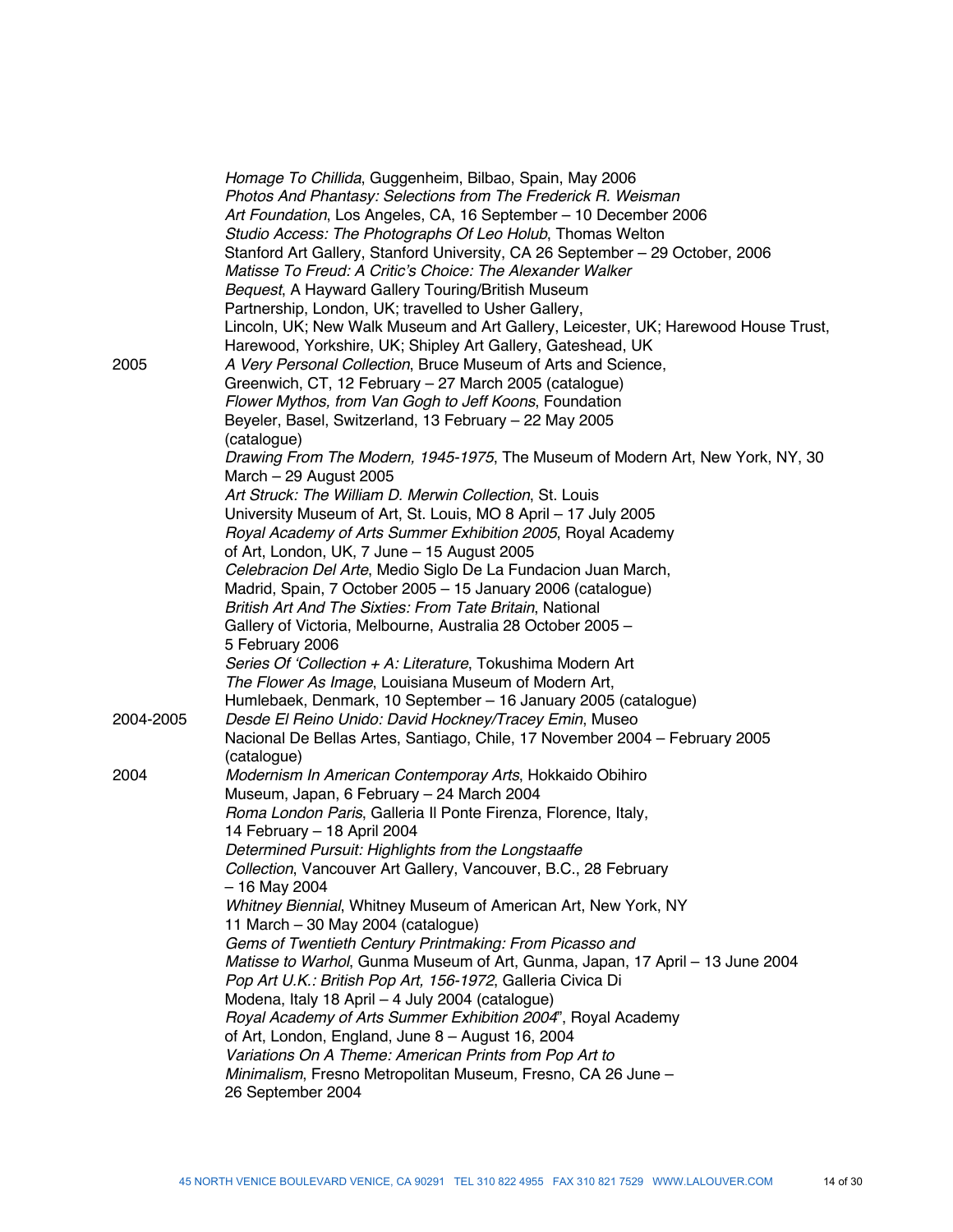*Homage To Chillida*, Guggenheim, Bilbao, Spain, May 2006
*Photos And Phantasy: Selections from The Frederick R. Weisman Art Foundation*, Los Angeles, CA, 16 September – 10 December 2006
*Studio Access: The Photographs Of Leo Holub*, Thomas Welton Stanford Art Gallery, Stanford University, CA 26 September – 29 October, 2006
*Matisse To Freud: A Critic's Choice: The Alexander Walker Bequest*, A Hayward Gallery Touring/British Museum Partnership, London, UK; travelled to Usher Gallery, Lincoln, UK; New Walk Museum and Art Gallery, Leicester, UK; Harewood House Trust, Harewood, Yorkshire, UK; Shipley Art Gallery, Gateshead, UK

2005
*A Very Personal Collection*, Bruce Museum of Arts and Science, Greenwich, CT, 12 February – 27 March 2005 (catalogue)
*Flower Mythos, from Van Gogh to Jeff Koons*, Foundation Beyeler, Basel, Switzerland, 13 February – 22 May 2005 (catalogue)
*Drawing From The Modern, 1945-1975*, The Museum of Modern Art, New York, NY, 30 March – 29 August 2005
*Art Struck: The William D. Merwin Collection*, St. Louis University Museum of Art, St. Louis, MO 8 April – 17 July 2005
*Royal Academy of Arts Summer Exhibition 2005*, Royal Academy of Art, London, UK, 7 June – 15 August 2005
*Celebracion Del Arte*, Medio Siglo De La Fundacion Juan March, Madrid, Spain, 7 October 2005 – 15 January 2006 (catalogue)
*British Art And The Sixties: From Tate Britain*, National Gallery of Victoria, Melbourne, Australia 28 October 2005 – 5 February 2006
*Series Of 'Collection + A: Literature*, Tokushima Modern Art
*The Flower As Image*, Louisiana Museum of Modern Art, Humlebaek, Denmark, 10 September – 16 January 2005 (catalogue)

2004-2005
*Desde El Reino Unido: David Hockney/Tracey Emin*, Museo Nacional De Bellas Artes, Santiago, Chile, 17 November 2004 – February 2005 (catalogue)

2004
*Modernism In American Contemporay Arts*, Hokkaido Obihiro Museum, Japan, 6 February – 24 March 2004
*Roma London Paris*, Galleria Il Ponte Firenza, Florence, Italy, 14 February – 18 April 2004
*Determined Pursuit: Highlights from the Longstaaffe Collection*, Vancouver Art Gallery, Vancouver, B.C., 28 February – 16 May 2004
*Whitney Biennial*, Whitney Museum of American Art, New York, NY 11 March – 30 May 2004 (catalogue)
*Gems of Twentieth Century Printmaking: From Picasso and Matisse to Warhol*, Gunma Museum of Art, Gunma, Japan, 17 April – 13 June 2004
*Pop Art U.K.: British Pop Art, 156-1972*, Galleria Civica Di Modena, Italy 18 April – 4 July 2004 (catalogue)
*Royal Academy of Arts Summer Exhibition 2004*", Royal Academy of Art, London, England, June 8 – August 16, 2004
*Variations On A Theme: American Prints from Pop Art to Minimalism*, Fresno Metropolitan Museum, Fresno, CA 26 June – 26 September 2004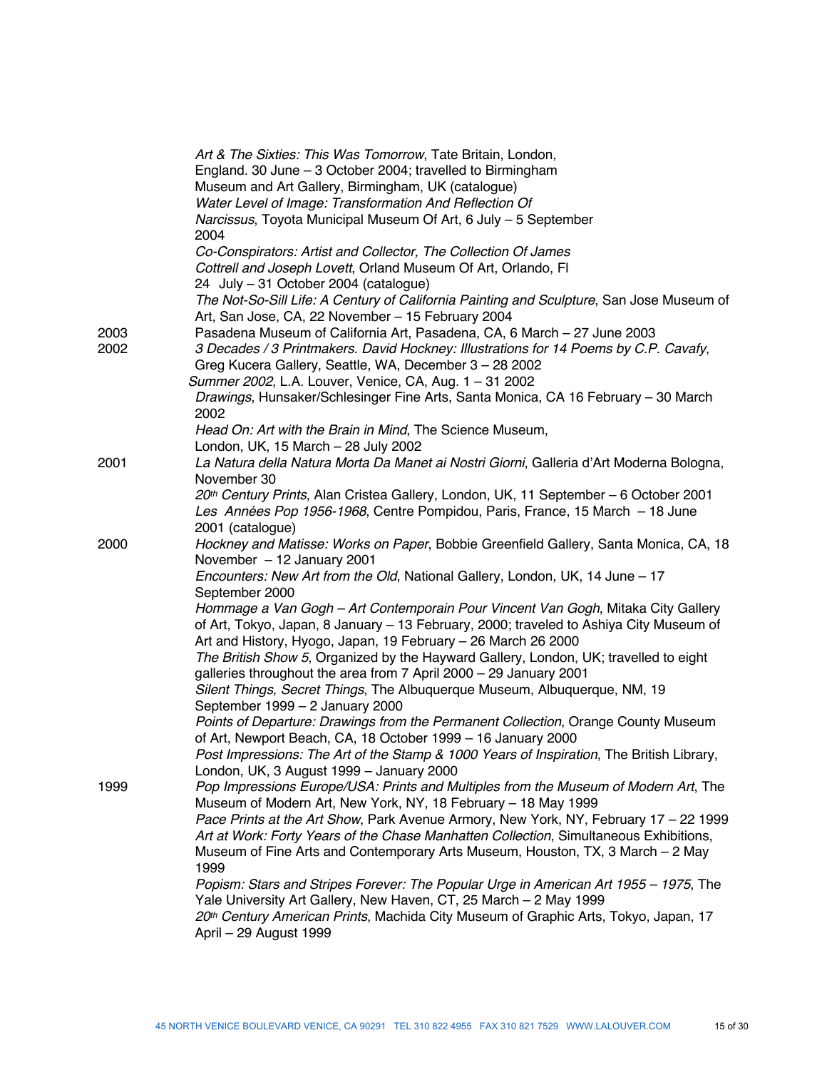*Art & The Sixties: This Was Tomorrow*, Tate Britain, London, England. 30 June – 3 October 2004; travelled to Birmingham Museum and Art Gallery, Birmingham, UK (catalogue)

*Water Level of Image: Transformation And Reflection Of Narcissus*, Toyota Municipal Museum Of Art, 6 July – 5 September 2004

*Co-Conspirators: Artist and Collector, The Collection Of James Cottrell and Joseph Lovett*, Orland Museum Of Art, Orlando, Fl 24 July – 31 October 2004 (catalogue)

*The Not-So-Sill Life: A Century of California Painting and Sculpture*, San Jose Museum of Art, San Jose, CA, 22 November – 15 February 2004

2003 Pasadena Museum of California Art, Pasadena, CA, 6 March – 27 June 2003

2002 *3 Decades / 3 Printmakers. David Hockney: Illustrations for 14 Poems by C.P. Cavafy*, Greg Kucera Gallery, Seattle, WA, December 3 – 28 2002

*Summer 2002*, L.A. Louver, Venice, CA, Aug. 1 – 31 2002

*Drawings*, Hunsaker/Schlesinger Fine Arts, Santa Monica, CA 16 February – 30 March 2002

*Head On: Art with the Brain in Mind*, The Science Museum, London, UK, 15 March – 28 July 2002

2001 *La Natura della Natura Morta Da Manet ai Nostri Giorni*, Galleria d'Art Moderna Bologna, November 30

*20th Century Prints*, Alan Cristea Gallery, London, UK, 11 September – 6 October 2001

*Les Années Pop 1956-1968*, Centre Pompidou, Paris, France, 15 March – 18 June 2001 (catalogue)

2000 *Hockney and Matisse: Works on Paper*, Bobbie Greenfield Gallery, Santa Monica, CA, 18 November – 12 January 2001

*Encounters: New Art from the Old*, National Gallery, London, UK, 14 June – 17 September 2000

*Hommage a Van Gogh – Art Contemporain Pour Vincent Van Gogh*, Mitaka City Gallery of Art, Tokyo, Japan, 8 January – 13 February, 2000; traveled to Ashiya City Museum of Art and History, Hyogo, Japan, 19 February – 26 March 26 2000

*The British Show 5*, Organized by the Hayward Gallery, London, UK; travelled to eight galleries throughout the area from 7 April 2000 – 29 January 2001

*Silent Things, Secret Things*, The Albuquerque Museum, Albuquerque, NM, 19 September 1999 – 2 January 2000

*Points of Departure: Drawings from the Permanent Collection*, Orange County Museum of Art, Newport Beach, CA, 18 October 1999 – 16 January 2000

*Post Impressions: The Art of the Stamp & 1000 Years of Inspiration*, The British Library, London, UK, 3 August 1999 – January 2000

1999 *Pop Impressions Europe/USA: Prints and Multiples from the Museum of Modern Art*, The Museum of Modern Art, New York, NY, 18 February – 18 May 1999

*Pace Prints at the Art Show*, Park Avenue Armory, New York, NY, February 17 – 22 1999

*Art at Work: Forty Years of the Chase Manhatten Collection*, Simultaneous Exhibitions, Museum of Fine Arts and Contemporary Arts Museum, Houston, TX, 3 March – 2 May 1999

*Popism: Stars and Stripes Forever: The Popular Urge in American Art 1955 – 1975*, The Yale University Art Gallery, New Haven, CT, 25 March – 2 May 1999

*20th Century American Prints*, Machida City Museum of Graphic Arts, Tokyo, Japan, 17 April – 29 August 1999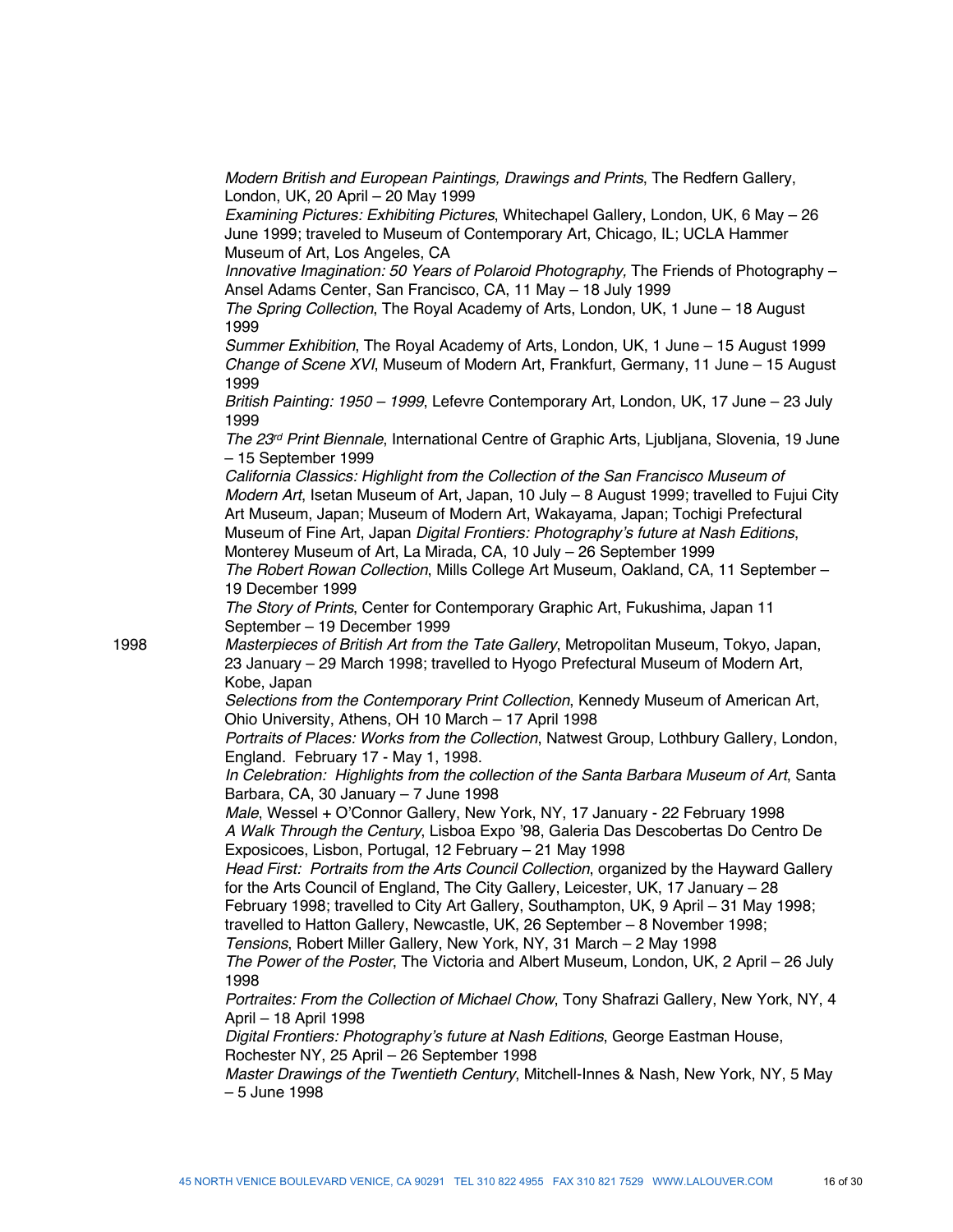*Modern British and European Paintings, Drawings and Prints*, The Redfern Gallery, London, UK, 20 April – 20 May 1999

*Examining Pictures: Exhibiting Pictures*, Whitechapel Gallery, London, UK, 6 May – 26 June 1999; traveled to Museum of Contemporary Art, Chicago, IL; UCLA Hammer Museum of Art, Los Angeles, CA

*Innovative Imagination: 50 Years of Polaroid Photography,* The Friends of Photography – Ansel Adams Center, San Francisco, CA, 11 May – 18 July 1999

*The Spring Collection*, The Royal Academy of Arts, London, UK, 1 June – 18 August 1999

*Summer Exhibition*, The Royal Academy of Arts, London, UK, 1 June – 15 August 1999

*Change of Scene XVI*, Museum of Modern Art, Frankfurt, Germany, 11 June – 15 August 1999

*British Painting: 1950 – 1999*, Lefevre Contemporary Art, London, UK, 17 June – 23 July 1999

*The 23rd Print Biennale*, International Centre of Graphic Arts, Ljubljana, Slovenia, 19 June – 15 September 1999

*California Classics: Highlight from the Collection of the San Francisco Museum of Modern Art*, Isetan Museum of Art, Japan, 10 July – 8 August 1999; travelled to Fujui City Art Museum, Japan; Museum of Modern Art, Wakayama, Japan; Tochigi Prefectural Museum of Fine Art, Japan *Digital Frontiers: Photography's future at Nash Editions*, Monterey Museum of Art, La Mirada, CA, 10 July – 26 September 1999

*The Robert Rowan Collection*, Mills College Art Museum, Oakland, CA, 11 September – 19 December 1999

*The Story of Prints*, Center for Contemporary Graphic Art, Fukushima, Japan 11 September – 19 December 1999

**1998**

*Masterpieces of British Art from the Tate Gallery*, Metropolitan Museum, Tokyo, Japan, 23 January – 29 March 1998; travelled to Hyogo Prefectural Museum of Modern Art, Kobe, Japan

*Selections from the Contemporary Print Collection*, Kennedy Museum of American Art, Ohio University, Athens, OH 10 March – 17 April 1998

*Portraits of Places: Works from the Collection*, Natwest Group, Lothbury Gallery, London, England. February 17 - May 1, 1998.

*In Celebration: Highlights from the collection of the Santa Barbara Museum of Art*, Santa Barbara, CA, 30 January – 7 June 1998

*Male*, Wessel + O'Connor Gallery, New York, NY, 17 January - 22 February 1998

*A Walk Through the Century*, Lisboa Expo '98, Galeria Das Descobertas Do Centro De Exposicoes, Lisbon, Portugal, 12 February – 21 May 1998

*Head First: Portraits from the Arts Council Collection*, organized by the Hayward Gallery for the Arts Council of England, The City Gallery, Leicester, UK, 17 January – 28 February 1998; travelled to City Art Gallery, Southampton, UK, 9 April – 31 May 1998; travelled to Hatton Gallery, Newcastle, UK, 26 September – 8 November 1998;

*Tensions*, Robert Miller Gallery, New York, NY, 31 March – 2 May 1998

*The Power of the Poster*, The Victoria and Albert Museum, London, UK, 2 April – 26 July 1998

*Portraites: From the Collection of Michael Chow*, Tony Shafrazi Gallery, New York, NY, 4 April – 18 April 1998

*Digital Frontiers: Photography's future at Nash Editions*, George Eastman House, Rochester NY, 25 April – 26 September 1998

*Master Drawings of the Twentieth Century*, Mitchell-Innes & Nash, New York, NY, 5 May – 5 June 1998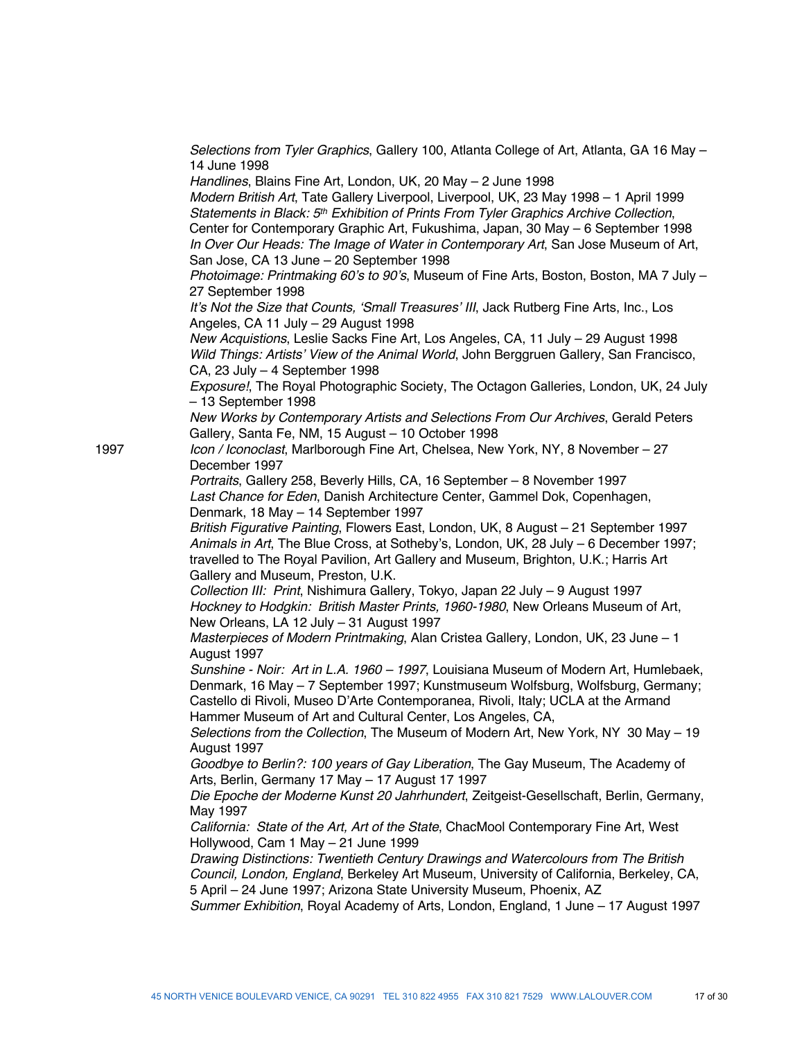*Selections from Tyler Graphics*, Gallery 100, Atlanta College of Art, Atlanta, GA 16 May – 14 June 1998

*Handlines*, Blains Fine Art, London, UK, 20 May – 2 June 1998

*Modern British Art*, Tate Gallery Liverpool, Liverpool, UK, 23 May 1998 – 1 April 1999

*Statements in Black: 5th Exhibition of Prints From Tyler Graphics Archive Collection*, Center for Contemporary Graphic Art, Fukushima, Japan, 30 May – 6 September 1998

*In Over Our Heads: The Image of Water in Contemporary Art*, San Jose Museum of Art, San Jose, CA 13 June – 20 September 1998

*Photoimage: Printmaking 60's to 90's*, Museum of Fine Arts, Boston, Boston, MA 7 July – 27 September 1998

*It's Not the Size that Counts, 'Small Treasures' III*, Jack Rutberg Fine Arts, Inc., Los Angeles, CA 11 July – 29 August 1998

*New Acquistions*, Leslie Sacks Fine Art, Los Angeles, CA, 11 July – 29 August 1998

*Wild Things: Artists' View of the Animal World*, John Berggruen Gallery, San Francisco, CA, 23 July – 4 September 1998

*Exposure!*, The Royal Photographic Society, The Octagon Galleries, London, UK, 24 July – 13 September 1998

*New Works by Contemporary Artists and Selections From Our Archives*, Gerald Peters Gallery, Santa Fe, NM, 15 August – 10 October 1998

1997

*Icon / Iconoclast*, Marlborough Fine Art, Chelsea, New York, NY, 8 November – 27 December 1997

*Portraits*, Gallery 258, Beverly Hills, CA, 16 September – 8 November 1997

*Last Chance for Eden*, Danish Architecture Center, Gammel Dok, Copenhagen, Denmark, 18 May – 14 September 1997

*British Figurative Painting*, Flowers East, London, UK, 8 August – 21 September 1997

*Animals in Art*, The Blue Cross, at Sotheby's, London, UK, 28 July – 6 December 1997; travelled to The Royal Pavilion, Art Gallery and Museum, Brighton, U.K.; Harris Art Gallery and Museum, Preston, U.K.

*Collection III: Print*, Nishimura Gallery, Tokyo, Japan 22 July – 9 August 1997

*Hockney to Hodgkin: British Master Prints, 1960-1980*, New Orleans Museum of Art, New Orleans, LA 12 July – 31 August 1997

*Masterpieces of Modern Printmaking*, Alan Cristea Gallery, London, UK, 23 June – 1 August 1997

*Sunshine - Noir: Art in L.A. 1960 – 1997*, Louisiana Museum of Modern Art, Humlebaek, Denmark, 16 May – 7 September 1997; Kunstmuseum Wolfsburg, Wolfsburg, Germany; Castello di Rivoli, Museo D'Arte Contemporanea, Rivoli, Italy; UCLA at the Armand Hammer Museum of Art and Cultural Center, Los Angeles, CA,

*Selections from the Collection*, The Museum of Modern Art, New York, NY 30 May – 19 August 1997

*Goodbye to Berlin?: 100 years of Gay Liberation*, The Gay Museum, The Academy of Arts, Berlin, Germany 17 May – 17 August 17 1997

*Die Epoche der Moderne Kunst 20 Jahrhundert*, Zeitgeist-Gesellschaft, Berlin, Germany, May 1997

*California: State of the Art, Art of the State*, ChacMool Contemporary Fine Art, West Hollywood, Cam 1 May – 21 June 1999

*Drawing Distinctions: Twentieth Century Drawings and Watercolours from The British Council, London, England*, Berkeley Art Museum, University of California, Berkeley, CA, 5 April – 24 June 1997; Arizona State University Museum, Phoenix, AZ

*Summer Exhibition*, Royal Academy of Arts, London, England, 1 June – 17 August 1997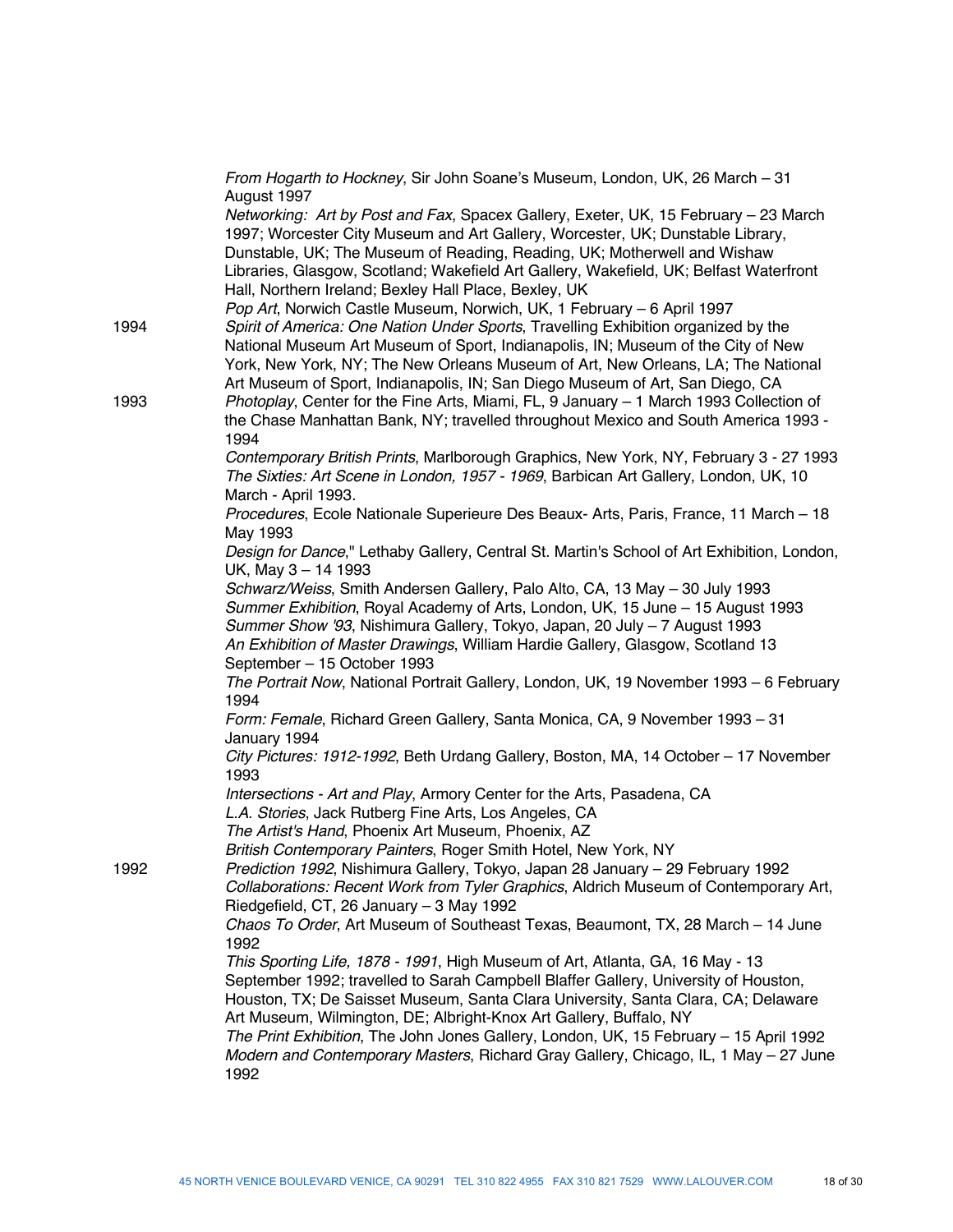*From Hogarth to Hockney*, Sir John Soane's Museum, London, UK, 26 March – 31 August 1997

*Networking: Art by Post and Fax*, Spacex Gallery, Exeter, UK, 15 February – 23 March 1997; Worcester City Museum and Art Gallery, Worcester, UK; Dunstable Library, Dunstable, UK; The Museum of Reading, Reading, UK; Motherwell and Wishaw Libraries, Glasgow, Scotland; Wakefield Art Gallery, Wakefield, UK; Belfast Waterfront Hall, Northern Ireland; Bexley Hall Place, Bexley, UK

*Pop Art*, Norwich Castle Museum, Norwich, UK, 1 February – 6 April 1997

**1994**

*Spirit of America: One Nation Under Sports*, Travelling Exhibition organized by the National Museum Art Museum of Sport, Indianapolis, IN; Museum of the City of New York, New York, NY; The New Orleans Museum of Art, New Orleans, LA; The National Art Museum of Sport, Indianapolis, IN; San Diego Museum of Art, San Diego, CA

**1993**

*Photoplay*, Center for the Fine Arts, Miami, FL, 9 January – 1 March 1993 Collection of the Chase Manhattan Bank, NY; travelled throughout Mexico and South America 1993 - 1994

*Contemporary British Prints*, Marlborough Graphics, New York, NY, February 3 - 27 1993

*The Sixties: Art Scene in London, 1957 - 1969*, Barbican Art Gallery, London, UK, 10 March - April 1993.

*Procedures*, Ecole Nationale Superieure Des Beaux- Arts, Paris, France, 11 March – 18 May 1993

*Design for Dance*," Lethaby Gallery, Central St. Martin's School of Art Exhibition, London, UK, May 3 – 14 1993

*Schwarz/Weiss*, Smith Andersen Gallery, Palo Alto, CA, 13 May – 30 July 1993

*Summer Exhibition*, Royal Academy of Arts, London, UK, 15 June – 15 August 1993

*Summer Show '93*, Nishimura Gallery, Tokyo, Japan, 20 July – 7 August 1993

*An Exhibition of Master Drawings*, William Hardie Gallery, Glasgow, Scotland 13 September – 15 October 1993

*The Portrait Now*, National Portrait Gallery, London, UK, 19 November 1993 – 6 February 1994

*Form: Female*, Richard Green Gallery, Santa Monica, CA, 9 November 1993 – 31 January 1994

*City Pictures: 1912-1992*, Beth Urdang Gallery, Boston, MA, 14 October – 17 November 1993

*Intersections - Art and Play*, Armory Center for the Arts, Pasadena, CA

*L.A. Stories*, Jack Rutberg Fine Arts, Los Angeles, CA

*The Artist's Hand*, Phoenix Art Museum, Phoenix, AZ

*British Contemporary Painters*, Roger Smith Hotel, New York, NY

**1992**

*Prediction 1992*, Nishimura Gallery, Tokyo, Japan 28 January – 29 February 1992

*Collaborations: Recent Work from Tyler Graphics*, Aldrich Museum of Contemporary Art, Riedgefield, CT, 26 January – 3 May 1992

*Chaos To Order*, Art Museum of Southeast Texas, Beaumont, TX, 28 March – 14 June 1992

*This Sporting Life, 1878 - 1991*, High Museum of Art, Atlanta, GA, 16 May - 13 September 1992; travelled to Sarah Campbell Blaffer Gallery, University of Houston, Houston, TX; De Saisset Museum, Santa Clara University, Santa Clara, CA; Delaware Art Museum, Wilmington, DE; Albright-Knox Art Gallery, Buffalo, NY

*The Print Exhibition*, The John Jones Gallery, London, UK, 15 February – 15 April 1992

*Modern and Contemporary Masters*, Richard Gray Gallery, Chicago, IL, 1 May – 27 June 1992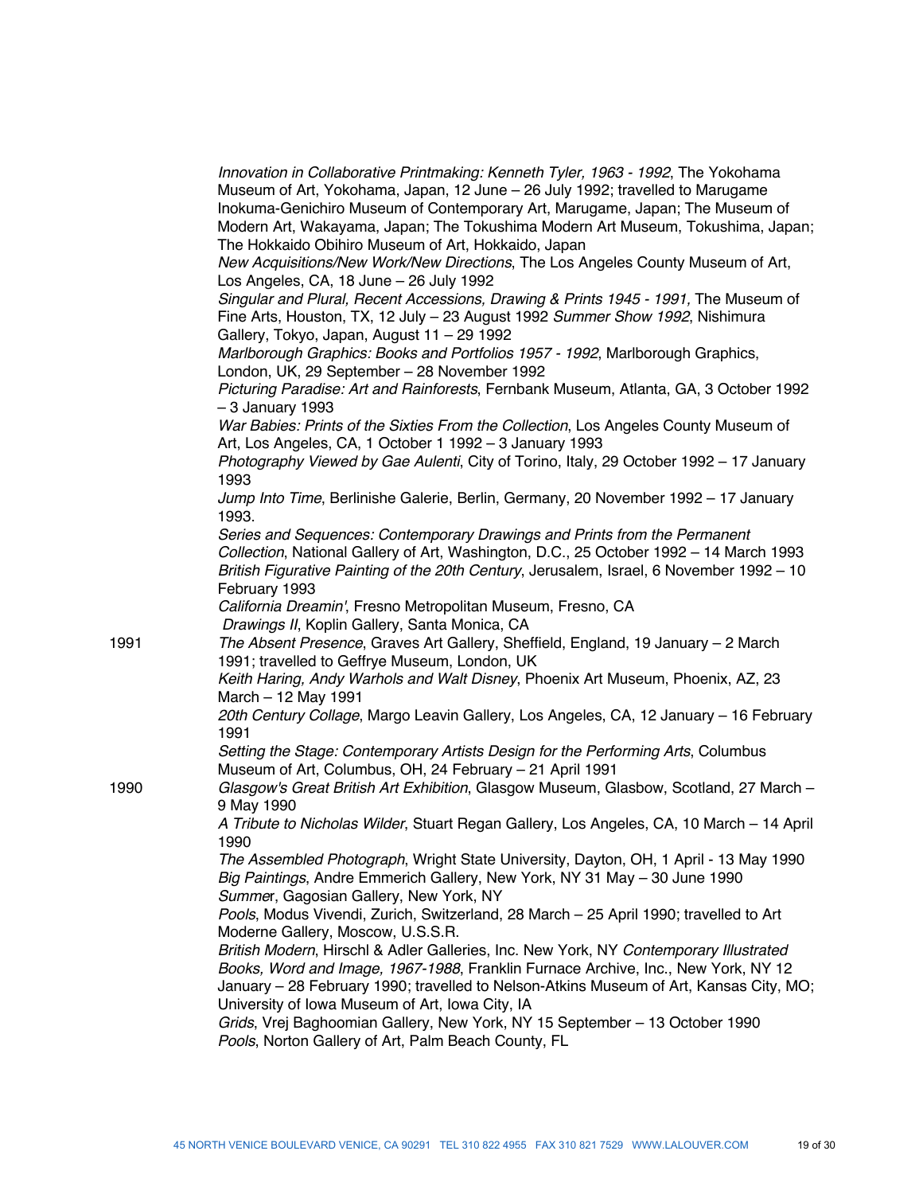*Innovation in Collaborative Printmaking: Kenneth Tyler, 1963 - 1992*, The Yokohama Museum of Art, Yokohama, Japan, 12 June – 26 July 1992; travelled to Marugame Inokuma-Genichiro Museum of Contemporary Art, Marugame, Japan; The Museum of Modern Art, Wakayama, Japan; The Tokushima Modern Art Museum, Tokushima, Japan; The Hokkaido Obihiro Museum of Art, Hokkaido, Japan

*New Acquisitions/New Work/New Directions*, The Los Angeles County Museum of Art, Los Angeles, CA, 18 June – 26 July 1992

*Singular and Plural, Recent Accessions, Drawing & Prints 1945 - 1991,* The Museum of Fine Arts, Houston, TX, 12 July – 23 August 1992 *Summer Show 1992*, Nishimura Gallery, Tokyo, Japan, August 11 – 29 1992

*Marlborough Graphics: Books and Portfolios 1957 - 1992*, Marlborough Graphics, London, UK, 29 September – 28 November 1992

*Picturing Paradise: Art and Rainforests*, Fernbank Museum, Atlanta, GA, 3 October 1992 – 3 January 1993

*War Babies: Prints of the Sixties From the Collection*, Los Angeles County Museum of Art, Los Angeles, CA, 1 October 1 1992 – 3 January 1993

*Photography Viewed by Gae Aulenti*, City of Torino, Italy, 29 October 1992 – 17 January 1993

*Jump Into Time*, Berlinishe Galerie, Berlin, Germany, 20 November 1992 – 17 January 1993.

*Series and Sequences: Contemporary Drawings and Prints from the Permanent Collection*, National Gallery of Art, Washington, D.C., 25 October 1992 – 14 March 1993

*British Figurative Painting of the 20th Century*, Jerusalem, Israel, 6 November 1992 – 10 February 1993

*California Dreamin'*, Fresno Metropolitan Museum, Fresno, CA

*Drawings II*, Koplin Gallery, Santa Monica, CA

1991

*The Absent Presence*, Graves Art Gallery, Sheffield, England, 19 January – 2 March 1991; travelled to Geffrye Museum, London, UK

*Keith Haring, Andy Warhols and Walt Disney*, Phoenix Art Museum, Phoenix, AZ, 23 March – 12 May 1991

*20th Century Collage*, Margo Leavin Gallery, Los Angeles, CA, 12 January – 16 February 1991

*Setting the Stage: Contemporary Artists Design for the Performing Arts*, Columbus Museum of Art, Columbus, OH, 24 February – 21 April 1991

1990

*Glasgow's Great British Art Exhibition*, Glasgow Museum, Glasbow, Scotland, 27 March – 9 May 1990

*A Tribute to Nicholas Wilder*, Stuart Regan Gallery, Los Angeles, CA, 10 March – 14 April 1990

*The Assembled Photograph*, Wright State University, Dayton, OH, 1 April - 13 May 1990

*Big Paintings*, Andre Emmerich Gallery, New York, NY 31 May – 30 June 1990

*Summe*r, Gagosian Gallery, New York, NY

*Pools*, Modus Vivendi, Zurich, Switzerland, 28 March – 25 April 1990; travelled to Art Moderne Gallery, Moscow, U.S.S.R.

*British Modern*, Hirschl & Adler Galleries, Inc. New York, NY *Contemporary Illustrated Books, Word and Image, 1967-1988*, Franklin Furnace Archive, Inc., New York, NY 12 January – 28 February 1990; travelled to Nelson-Atkins Museum of Art, Kansas City, MO; University of Iowa Museum of Art, Iowa City, IA

*Grids*, Vrej Baghoomian Gallery, New York, NY 15 September – 13 October 1990

*Pools*, Norton Gallery of Art, Palm Beach County, FL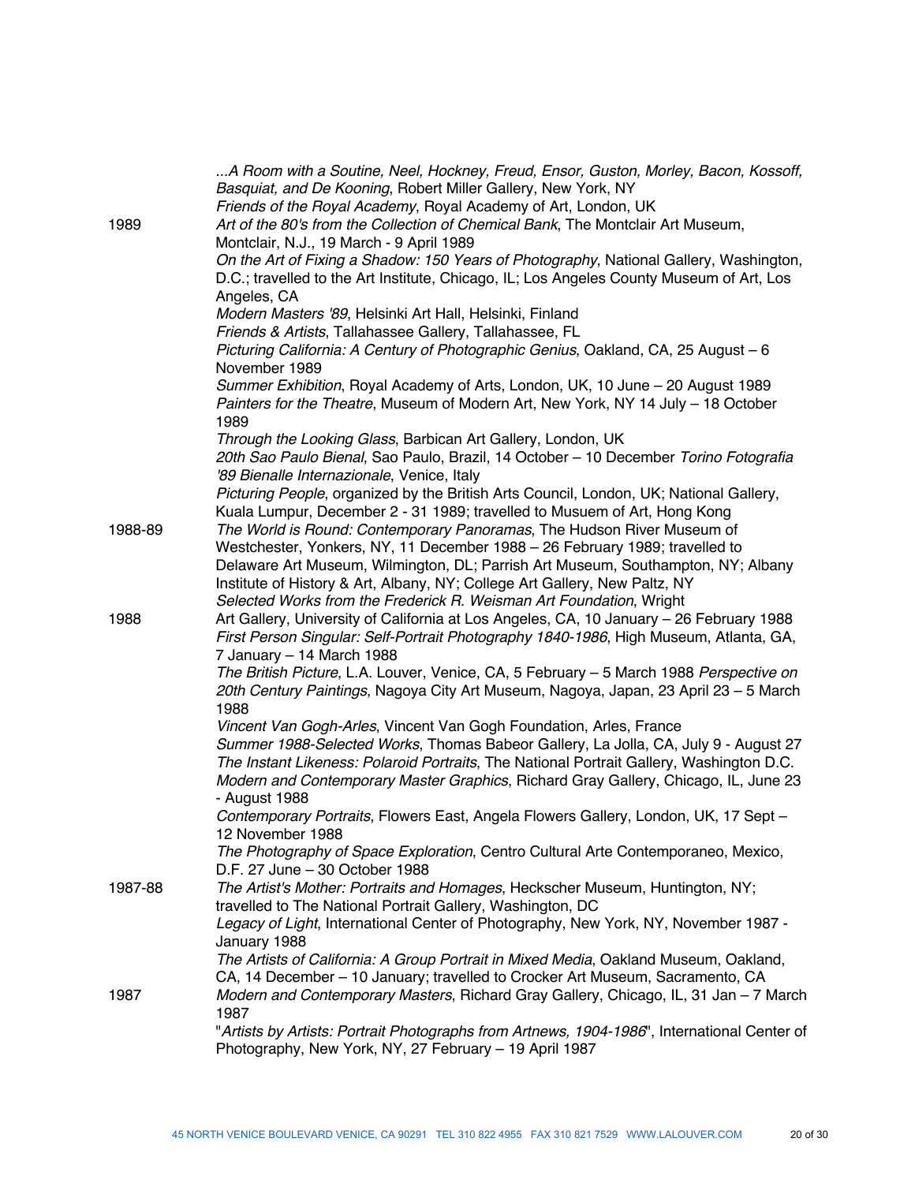*...A Room with a Soutine, Neel, Hockney, Freud, Ensor, Guston, Morley, Bacon, Kossoff, Basquiat, and De Kooning*, Robert Miller Gallery, New York, NY
*Friends of the Royal Academy*, Royal Academy of Art, London, UK

1989
*Art of the 80's from the Collection of Chemical Bank*, The Montclair Art Museum, Montclair, N.J., 19 March - 9 April 1989
*On the Art of Fixing a Shadow: 150 Years of Photography*, National Gallery, Washington, D.C.; travelled to the Art Institute, Chicago, IL; Los Angeles County Museum of Art, Los Angeles, CA
*Modern Masters '89*, Helsinki Art Hall, Helsinki, Finland
*Friends & Artists*, Tallahassee Gallery, Tallahassee, FL
*Picturing California: A Century of Photographic Genius*, Oakland, CA, 25 August – 6 November 1989
*Summer Exhibition*, Royal Academy of Arts, London, UK, 10 June – 20 August 1989
*Painters for the Theatre*, Museum of Modern Art, New York, NY 14 July – 18 October 1989
*Through the Looking Glass*, Barbican Art Gallery, London, UK
*20th Sao Paulo Bienal*, Sao Paulo, Brazil, 14 October – 10 December *Torino Fotografia '89 Bienalle Internazionale*, Venice, Italy
*Picturing People*, organized by the British Arts Council, London, UK; National Gallery, Kuala Lumpur, December 2 - 31 1989; travelled to Musuem of Art, Hong Kong

1988-89
*The World is Round: Contemporary Panoramas*, The Hudson River Museum of Westchester, Yonkers, NY, 11 December 1988 – 26 February 1989; travelled to Delaware Art Museum, Wilmington, DL; Parrish Art Museum, Southampton, NY; Albany Institute of History & Art, Albany, NY; College Art Gallery, New Paltz, NY
*Selected Works from the Frederick R. Weisman Art Foundation*, Wright

1988
Art Gallery, University of California at Los Angeles, CA, 10 January – 26 February 1988
*First Person Singular: Self-Portrait Photography 1840-1986*, High Museum, Atlanta, GA, 7 January – 14 March 1988
*The British Picture*, L.A. Louver, Venice, CA, 5 February – 5 March 1988 *Perspective on 20th Century Paintings*, Nagoya City Art Museum, Nagoya, Japan, 23 April 23 – 5 March 1988
*Vincent Van Gogh-Arles*, Vincent Van Gogh Foundation, Arles, France
*Summer 1988-Selected Works*, Thomas Babeor Gallery, La Jolla, CA, July 9 - August 27
*The Instant Likeness: Polaroid Portraits*, The National Portrait Gallery, Washington D.C.
*Modern and Contemporary Master Graphics*, Richard Gray Gallery, Chicago, IL, June 23 - August 1988
*Contemporary Portraits*, Flowers East, Angela Flowers Gallery, London, UK, 17 Sept – 12 November 1988
*The Photography of Space Exploration*, Centro Cultural Arte Contemporaneo, Mexico, D.F. 27 June – 30 October 1988

1987-88
*The Artist's Mother: Portraits and Homages*, Heckscher Museum, Huntington, NY; travelled to The National Portrait Gallery, Washington, DC
*Legacy of Light*, International Center of Photography, New York, NY, November 1987 - January 1988
*The Artists of California: A Group Portrait in Mixed Media*, Oakland Museum, Oakland, CA, 14 December – 10 January; travelled to Crocker Art Museum, Sacramento, CA

1987
*Modern and Contemporary Masters*, Richard Gray Gallery, Chicago, IL, 31 Jan – 7 March 1987
"*Artists by Artists: Portrait Photographs from Artnews, 1904-1986*", International Center of Photography, New York, NY, 27 February – 19 April 1987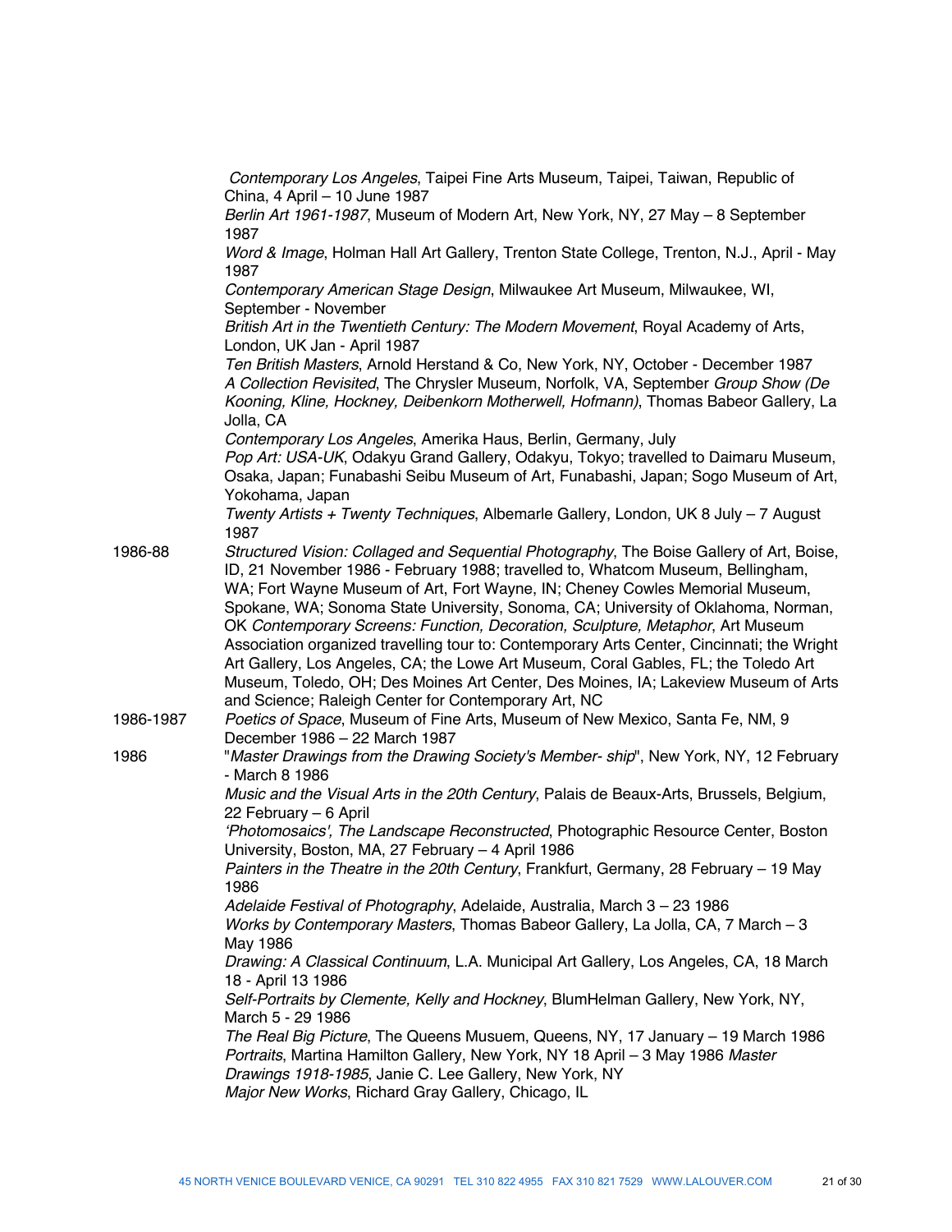*Contemporary Los Angeles*, Taipei Fine Arts Museum, Taipei, Taiwan, Republic of China, 4 April – 10 June 1987

*Berlin Art 1961-1987*, Museum of Modern Art, New York, NY, 27 May – 8 September 1987

*Word & Image*, Holman Hall Art Gallery, Trenton State College, Trenton, N.J., April - May 1987

*Contemporary American Stage Design*, Milwaukee Art Museum, Milwaukee, WI, September - November

*British Art in the Twentieth Century: The Modern Movement*, Royal Academy of Arts, London, UK Jan - April 1987

*Ten British Masters*, Arnold Herstand & Co, New York, NY, October - December 1987

*A Collection Revisited*, The Chrysler Museum, Norfolk, VA, September *Group Show (De Kooning, Kline, Hockney, Deibenkorn Motherwell, Hofmann)*, Thomas Babeor Gallery, La Jolla, CA

*Contemporary Los Angeles*, Amerika Haus, Berlin, Germany, July

*Pop Art: USA-UK*, Odakyu Grand Gallery, Odakyu, Tokyo; travelled to Daimaru Museum, Osaka, Japan; Funabashi Seibu Museum of Art, Funabashi, Japan; Sogo Museum of Art, Yokohama, Japan

*Twenty Artists + Twenty Techniques*, Albemarle Gallery, London, UK 8 July – 7 August 1987

1986-88 *Structured Vision: Collaged and Sequential Photography*, The Boise Gallery of Art, Boise, ID, 21 November 1986 - February 1988; travelled to, Whatcom Museum, Bellingham, WA; Fort Wayne Museum of Art, Fort Wayne, IN; Cheney Cowles Memorial Museum, Spokane, WA; Sonoma State University, Sonoma, CA; University of Oklahoma, Norman, OK *Contemporary Screens: Function, Decoration, Sculpture, Metaphor*, Art Museum Association organized travelling tour to: Contemporary Arts Center, Cincinnati; the Wright Art Gallery, Los Angeles, CA; the Lowe Art Museum, Coral Gables, FL; the Toledo Art Museum, Toledo, OH; Des Moines Art Center, Des Moines, IA; Lakeview Museum of Arts and Science; Raleigh Center for Contemporary Art, NC

1986-1987 *Poetics of Space*, Museum of Fine Arts, Museum of New Mexico, Santa Fe, NM, 9 December 1986 – 22 March 1987

1986 "*Master Drawings from the Drawing Society's Member- ship*", New York, NY, 12 February - March 8 1986

*Music and the Visual Arts in the 20th Century*, Palais de Beaux-Arts, Brussels, Belgium, 22 February – 6 April

*'Photomosaics', The Landscape Reconstructed*, Photographic Resource Center, Boston University, Boston, MA, 27 February – 4 April 1986

*Painters in the Theatre in the 20th Century*, Frankfurt, Germany, 28 February – 19 May 1986

*Adelaide Festival of Photography*, Adelaide, Australia, March 3 – 23 1986

*Works by Contemporary Masters*, Thomas Babeor Gallery, La Jolla, CA, 7 March – 3 May 1986

*Drawing: A Classical Continuum*, L.A. Municipal Art Gallery, Los Angeles, CA, 18 March 18 - April 13 1986

*Self-Portraits by Clemente, Kelly and Hockney*, BlumHelman Gallery, New York, NY, March 5 - 29 1986

*The Real Big Picture*, The Queens Musuem, Queens, NY, 17 January – 19 March 1986

*Portraits*, Martina Hamilton Gallery, New York, NY 18 April – 3 May 1986 *Master Drawings 1918-1985*, Janie C. Lee Gallery, New York, NY

*Major New Works*, Richard Gray Gallery, Chicago, IL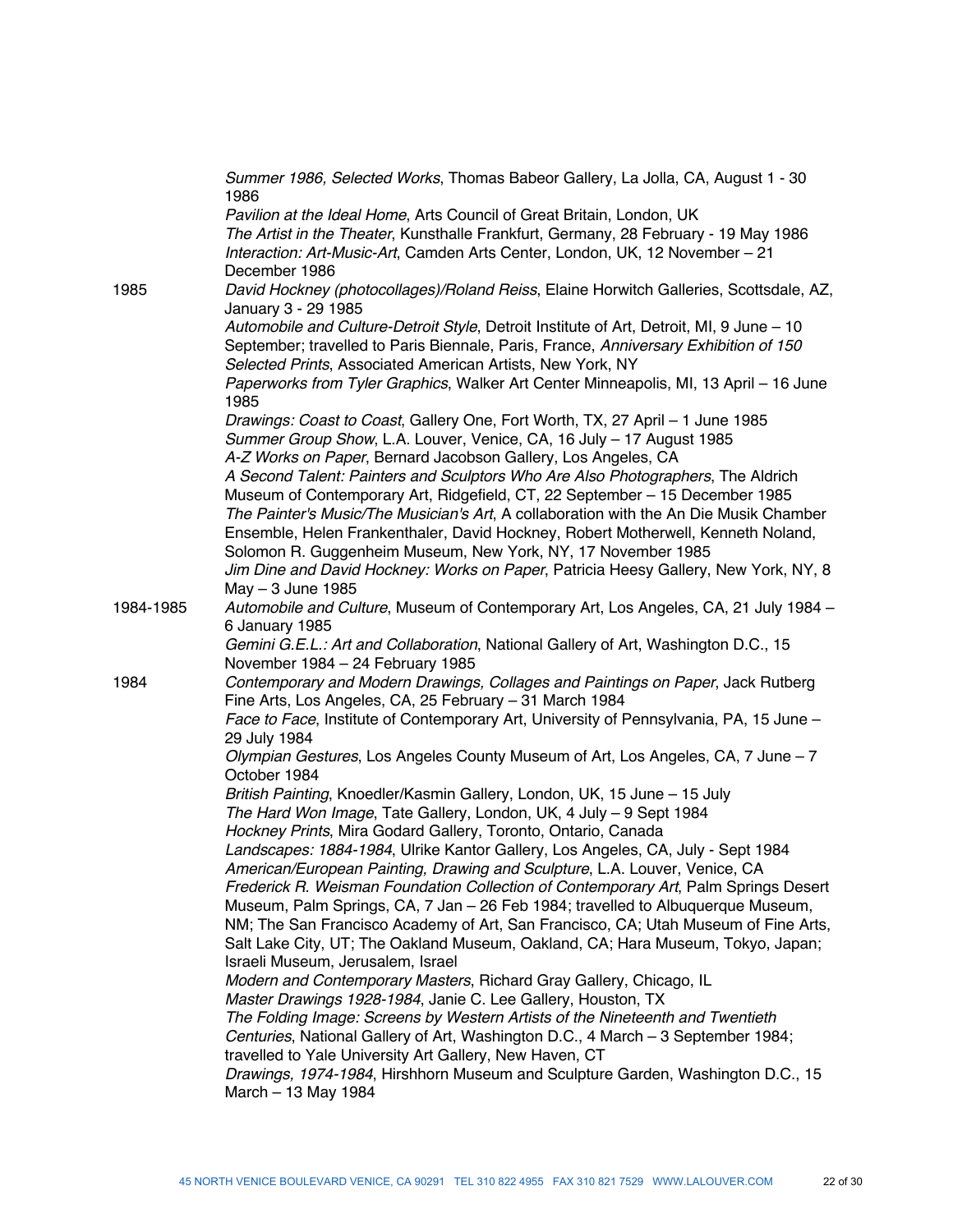*Summer 1986, Selected Works*, Thomas Babeor Gallery, La Jolla, CA, August 1 - 30 1986
*Pavilion at the Ideal Home*, Arts Council of Great Britain, London, UK
*The Artist in the Theater*, Kunsthalle Frankfurt, Germany, 28 February - 19 May 1986
*Interaction: Art-Music-Art*, Camden Arts Center, London, UK, 12 November – 21 December 1986

**1985**

*David Hockney (photocollages)/Roland Reiss*, Elaine Horwitch Galleries, Scottsdale, AZ, January 3 - 29 1985
*Automobile and Culture-Detroit Style*, Detroit Institute of Art, Detroit, MI, 9 June – 10 September; travelled to Paris Biennale, Paris, France, *Anniversary Exhibition of 150 Selected Prints*, Associated American Artists, New York, NY
*Paperworks from Tyler Graphics*, Walker Art Center Minneapolis, MI, 13 April – 16 June 1985
*Drawings: Coast to Coast*, Gallery One, Fort Worth, TX, 27 April – 1 June 1985
*Summer Group Show*, L.A. Louver, Venice, CA, 16 July – 17 August 1985
*A-Z Works on Paper*, Bernard Jacobson Gallery, Los Angeles, CA
*A Second Talent: Painters and Sculptors Who Are Also Photographers*, The Aldrich Museum of Contemporary Art, Ridgefield, CT, 22 September – 15 December 1985
*The Painter's Music/The Musician's Art*, A collaboration with the An Die Musik Chamber Ensemble, Helen Frankenthaler, David Hockney, Robert Motherwell, Kenneth Noland, Solomon R. Guggenheim Museum, New York, NY, 17 November 1985
*Jim Dine and David Hockney: Works on Paper*, Patricia Heesy Gallery, New York, NY, 8 May – 3 June 1985

**1984-1985**

*Automobile and Culture*, Museum of Contemporary Art, Los Angeles, CA, 21 July 1984 – 6 January 1985
*Gemini G.E.L.: Art and Collaboration*, National Gallery of Art, Washington D.C., 15 November 1984 – 24 February 1985

**1984**

*Contemporary and Modern Drawings, Collages and Paintings on Paper*, Jack Rutberg Fine Arts, Los Angeles, CA, 25 February – 31 March 1984
*Face to Face*, Institute of Contemporary Art, University of Pennsylvania, PA, 15 June – 29 July 1984
*Olympian Gestures*, Los Angeles County Museum of Art, Los Angeles, CA, 7 June – 7 October 1984
*British Painting*, Knoedler/Kasmin Gallery, London, UK, 15 June – 15 July
*The Hard Won Image*, Tate Gallery, London, UK, 4 July – 9 Sept 1984
*Hockney Prints*, Mira Godard Gallery, Toronto, Ontario, Canada
*Landscapes: 1884-1984*, Ulrike Kantor Gallery, Los Angeles, CA, July - Sept 1984
*American/European Painting, Drawing and Sculpture*, L.A. Louver, Venice, CA
*Frederick R. Weisman Foundation Collection of Contemporary Art*, Palm Springs Desert Museum, Palm Springs, CA, 7 Jan – 26 Feb 1984; travelled to Albuquerque Museum, NM; The San Francisco Academy of Art, San Francisco, CA; Utah Museum of Fine Arts, Salt Lake City, UT; The Oakland Museum, Oakland, CA; Hara Museum, Tokyo, Japan; Israeli Museum, Jerusalem, Israel
*Modern and Contemporary Masters*, Richard Gray Gallery, Chicago, IL
*Master Drawings 1928-1984*, Janie C. Lee Gallery, Houston, TX
*The Folding Image: Screens by Western Artists of the Nineteenth and Twentieth Centuries*, National Gallery of Art, Washington D.C., 4 March – 3 September 1984; travelled to Yale University Art Gallery, New Haven, CT
*Drawings, 1974-1984*, Hirshhorn Museum and Sculpture Garden, Washington D.C., 15 March – 13 May 1984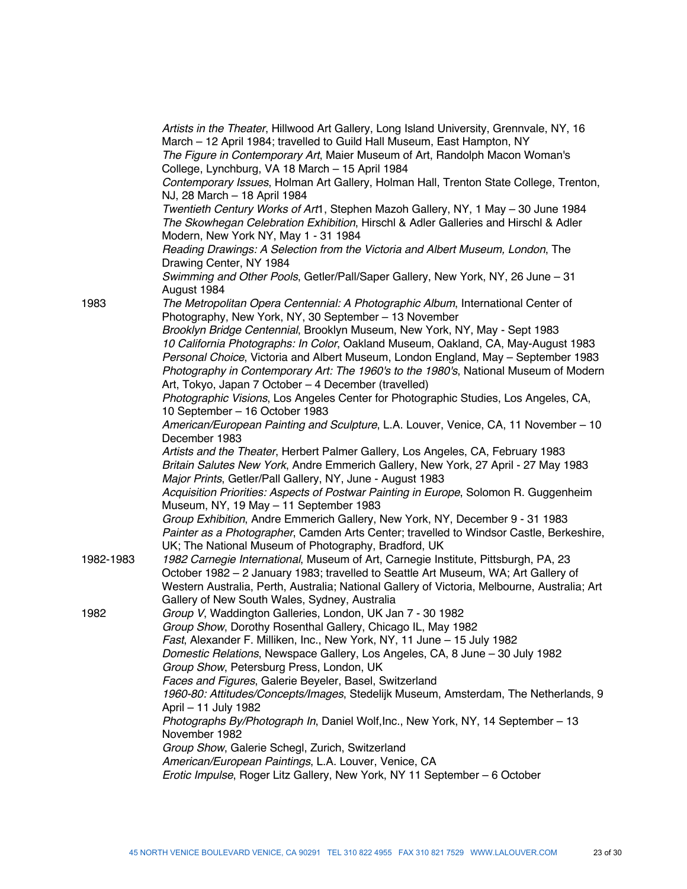*Artists in the Theater*, Hillwood Art Gallery, Long Island University, Grennvale, NY, 16 March – 12 April 1984; travelled to Guild Hall Museum, East Hampton, NY

*The Figure in Contemporary Art*, Maier Museum of Art, Randolph Macon Woman's College, Lynchburg, VA 18 March – 15 April 1984

*Contemporary Issues*, Holman Art Gallery, Holman Hall, Trenton State College, Trenton, NJ, 28 March – 18 April 1984

*Twentieth Century Works of Art*1, Stephen Mazoh Gallery, NY, 1 May – 30 June 1984

*The Skowhegan Celebration Exhibition*, Hirschl & Adler Galleries and Hirschl & Adler Modern, New York NY, May 1 - 31 1984

*Reading Drawings: A Selection from the Victoria and Albert Museum, London*, The Drawing Center, NY 1984

*Swimming and Other Pools*, Getler/Pall/Saper Gallery, New York, NY, 26 June – 31 August 1984

**1983**

*The Metropolitan Opera Centennial: A Photographic Album*, International Center of Photography, New York, NY, 30 September – 13 November

*Brooklyn Bridge Centennial*, Brooklyn Museum, New York, NY, May - Sept 1983

*10 California Photographs: In Color*, Oakland Museum, Oakland, CA, May-August 1983

*Personal Choice*, Victoria and Albert Museum, London England, May – September 1983

*Photography in Contemporary Art: The 1960's to the 1980's*, National Museum of Modern Art, Tokyo, Japan 7 October – 4 December (travelled)

*Photographic Visions*, Los Angeles Center for Photographic Studies, Los Angeles, CA, 10 September – 16 October 1983

*American/European Painting and Sculpture*, L.A. Louver, Venice, CA, 11 November – 10 December 1983

*Artists and the Theater*, Herbert Palmer Gallery, Los Angeles, CA, February 1983

*Britain Salutes New York*, Andre Emmerich Gallery, New York, 27 April - 27 May 1983

*Major Prints*, Getler/Pall Gallery, NY, June - August 1983

*Acquisition Priorities: Aspects of Postwar Painting in Europe*, Solomon R. Guggenheim Museum, NY, 19 May – 11 September 1983

*Group Exhibition*, Andre Emmerich Gallery, New York, NY, December 9 - 31 1983

*Painter as a Photographer*, Camden Arts Center; travelled to Windsor Castle, Berkeshire, UK; The National Museum of Photography, Bradford, UK

**1982-1983**

*1982 Carnegie International*, Museum of Art, Carnegie Institute, Pittsburgh, PA, 23 October 1982 – 2 January 1983; travelled to Seattle Art Museum, WA; Art Gallery of Western Australia, Perth, Australia; National Gallery of Victoria, Melbourne, Australia; Art Gallery of New South Wales, Sydney, Australia

**1982**

*Group V*, Waddington Galleries, London, UK Jan 7 - 30 1982

*Group Show*, Dorothy Rosenthal Gallery, Chicago IL, May 1982

*Fast*, Alexander F. Milliken, Inc., New York, NY, 11 June – 15 July 1982

*Domestic Relations*, Newspace Gallery, Los Angeles, CA, 8 June – 30 July 1982

*Group Show*, Petersburg Press, London, UK

*Faces and Figures*, Galerie Beyeler, Basel, Switzerland

*1960-80: Attitudes/Concepts/Images*, Stedelijk Museum, Amsterdam, The Netherlands, 9 April – 11 July 1982

*Photographs By/Photograph In*, Daniel Wolf,Inc., New York, NY, 14 September – 13 November 1982

*Group Show*, Galerie Schegl, Zurich, Switzerland

*American/European Paintings*, L.A. Louver, Venice, CA

*Erotic Impulse*, Roger Litz Gallery, New York, NY 11 September – 6 October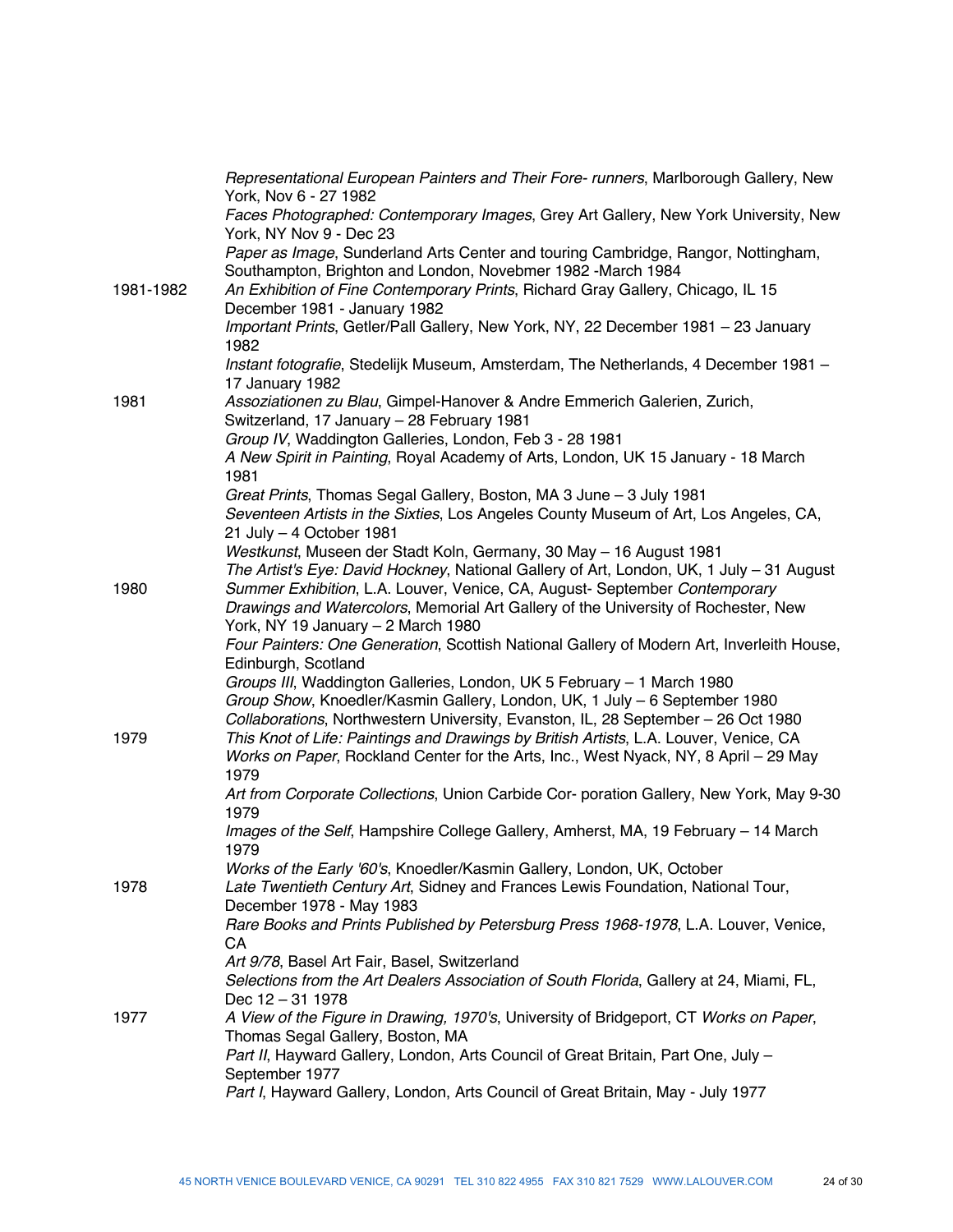*Representational European Painters and Their Fore- runners*, Marlborough Gallery, New York, Nov 6 - 27 1982

*Faces Photographed: Contemporary Images*, Grey Art Gallery, New York University, New York, NY Nov 9 - Dec 23

*Paper as Image*, Sunderland Arts Center and touring Cambridge, Rangor, Nottingham, Southampton, Brighton and London, Novebmer 1982 -March 1984

**1981-1982**

*An Exhibition of Fine Contemporary Prints*, Richard Gray Gallery, Chicago, IL 15 December 1981 - January 1982

*Important Prints*, Getler/Pall Gallery, New York, NY, 22 December 1981 – 23 January 1982

*Instant fotografie*, Stedelijk Museum, Amsterdam, The Netherlands, 4 December 1981 – 17 January 1982

**1981**

*Assoziationen zu Blau*, Gimpel-Hanover & Andre Emmerich Galerien, Zurich, Switzerland, 17 January – 28 February 1981

*Group IV*, Waddington Galleries, London, Feb 3 - 28 1981

*A New Spirit in Painting*, Royal Academy of Arts, London, UK 15 January - 18 March 1981

*Great Prints*, Thomas Segal Gallery, Boston, MA 3 June – 3 July 1981

*Seventeen Artists in the Sixties*, Los Angeles County Museum of Art, Los Angeles, CA, 21 July – 4 October 1981

*Westkunst*, Museen der Stadt Koln, Germany, 30 May – 16 August 1981

*The Artist's Eye: David Hockney*, National Gallery of Art, London, UK, 1 July – 31 August

**1980**

*Summer Exhibition*, L.A. Louver, Venice, CA, August- September *Contemporary Drawings and Watercolors*, Memorial Art Gallery of the University of Rochester, New York, NY 19 January – 2 March 1980

*Four Painters: One Generation*, Scottish National Gallery of Modern Art, Inverleith House, Edinburgh, Scotland

*Groups III*, Waddington Galleries, London, UK 5 February – 1 March 1980

*Group Show*, Knoedler/Kasmin Gallery, London, UK, 1 July – 6 September 1980

*Collaborations*, Northwestern University, Evanston, IL, 28 September – 26 Oct 1980

**1979**

*This Knot of Life: Paintings and Drawings by British Artists*, L.A. Louver, Venice, CA

*Works on Paper*, Rockland Center for the Arts, Inc., West Nyack, NY, 8 April – 29 May 1979

*Art from Corporate Collections*, Union Carbide Cor- poration Gallery, New York, May 9-30 1979

*Images of the Self*, Hampshire College Gallery, Amherst, MA, 19 February – 14 March 1979

*Works of the Early '60's*, Knoedler/Kasmin Gallery, London, UK, October

**1978**

*Late Twentieth Century Art*, Sidney and Frances Lewis Foundation, National Tour, December 1978 - May 1983

*Rare Books and Prints Published by Petersburg Press 1968-1978*, L.A. Louver, Venice, CA

*Art 9/78*, Basel Art Fair, Basel, Switzerland

*Selections from the Art Dealers Association of South Florida*, Gallery at 24, Miami, FL, Dec 12 – 31 1978

**1977**

*A View of the Figure in Drawing, 1970's*, University of Bridgeport, CT *Works on Paper*, Thomas Segal Gallery, Boston, MA

*Part II*, Hayward Gallery, London, Arts Council of Great Britain, Part One, July – September 1977

*Part I*, Hayward Gallery, London, Arts Council of Great Britain, May - July 1977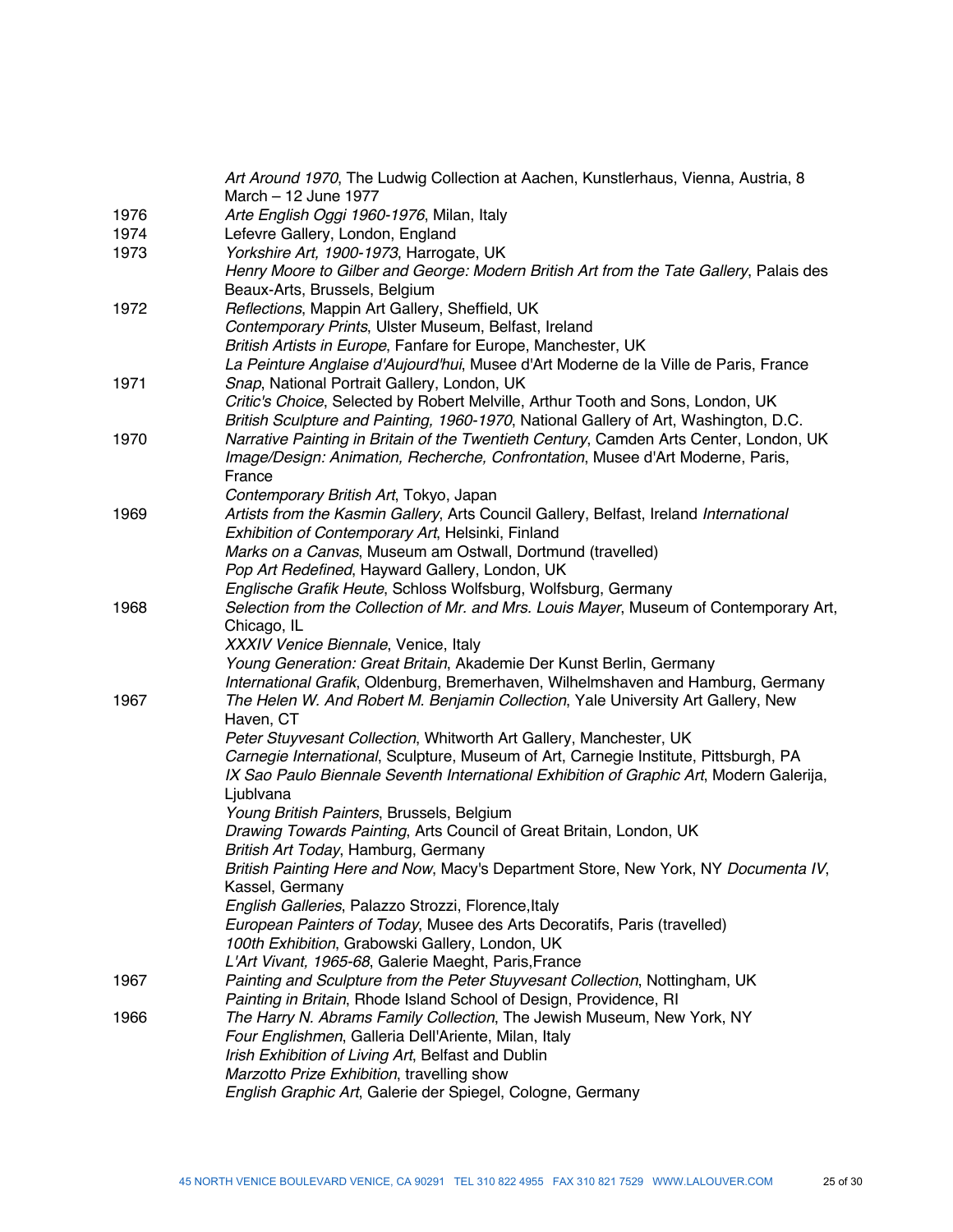| | |
|---|---|
| | *Art Around 1970*, The Ludwig Collection at Aachen, Kunstlerhaus, Vienna, Austria, 8 March – 12 June 1977 |
| 1976 | *Arte English Oggi 1960-1976*, Milan, Italy |
| 1974 | Lefevre Gallery, London, England |
| 1973 | *Yorkshire Art, 1900-1973*, Harrogate, UK |
| | *Henry Moore to Gilber and George: Modern British Art from the Tate Gallery*, Palais des Beaux-Arts, Brussels, Belgium |
| 1972 | *Reflections*, Mappin Art Gallery, Sheffield, UK |
| | *Contemporary Prints*, Ulster Museum, Belfast, Ireland |
| | *British Artists in Europe*, Fanfare for Europe, Manchester, UK |
| | *La Peinture Anglaise d'Aujourd'hui*, Musee d'Art Moderne de la Ville de Paris, France |
| 1971 | *Snap*, National Portrait Gallery, London, UK |
| | *Critic's Choice*, Selected by Robert Melville, Arthur Tooth and Sons, London, UK |
| | *British Sculpture and Painting, 1960-1970*, National Gallery of Art, Washington, D.C. |
| 1970 | *Narrative Painting in Britain of the Twentieth Century*, Camden Arts Center, London, UK |
| | *Image/Design: Animation, Recherche, Confrontation*, Musee d'Art Moderne, Paris, France |
| | *Contemporary British Art*, Tokyo, Japan |
| 1969 | *Artists from the Kasmin Gallery*, Arts Council Gallery, Belfast, Ireland *International Exhibition of Contemporary Art*, Helsinki, Finland |
| | *Marks on a Canvas*, Museum am Ostwall, Dortmund (travelled) |
| | *Pop Art Redefined*, Hayward Gallery, London, UK |
| | *Englische Grafik Heute*, Schloss Wolfsburg, Wolfsburg, Germany |
| 1968 | *Selection from the Collection of Mr. and Mrs. Louis Mayer*, Museum of Contemporary Art, Chicago, IL |
| | *XXXIV Venice Biennale*, Venice, Italy |
| | *Young Generation: Great Britain*, Akademie Der Kunst Berlin, Germany |
| | *International Grafik*, Oldenburg, Bremerhaven, Wilhelmshaven and Hamburg, Germany |
| 1967 | *The Helen W. And Robert M. Benjamin Collection*, Yale University Art Gallery, New Haven, CT |
| | *Peter Stuyvesant Collection*, Whitworth Art Gallery, Manchester, UK |
| | *Carnegie International*, Sculpture, Museum of Art, Carnegie Institute, Pittsburgh, PA |
| | *IX Sao Paulo Biennale Seventh International Exhibition of Graphic Art*, Modern Galerija, Ljublvana |
| | *Young British Painters*, Brussels, Belgium |
| | *Drawing Towards Painting*, Arts Council of Great Britain, London, UK |
| | *British Art Today*, Hamburg, Germany |
| | *British Painting Here and Now*, Macy's Department Store, New York, NY *Documenta IV*, Kassel, Germany |
| | *English Galleries*, Palazzo Strozzi, Florence,Italy |
| | *European Painters of Today*, Musee des Arts Decoratifs, Paris (travelled) |
| | *100th Exhibition*, Grabowski Gallery, London, UK |
| | *L'Art Vivant, 1965-68*, Galerie Maeght, Paris,France |
| 1967 | *Painting and Sculpture from the Peter Stuyvesant Collection*, Nottingham, UK |
| | *Painting in Britain*, Rhode Island School of Design, Providence, RI |
| 1966 | *The Harry N. Abrams Family Collection*, The Jewish Museum, New York, NY |
| | *Four Englishmen*, Galleria Dell'Ariente, Milan, Italy |
| | *Irish Exhibition of Living Art*, Belfast and Dublin |
| | *Marzotto Prize Exhibition*, travelling show |
| | *English Graphic Art*, Galerie der Spiegel, Cologne, Germany |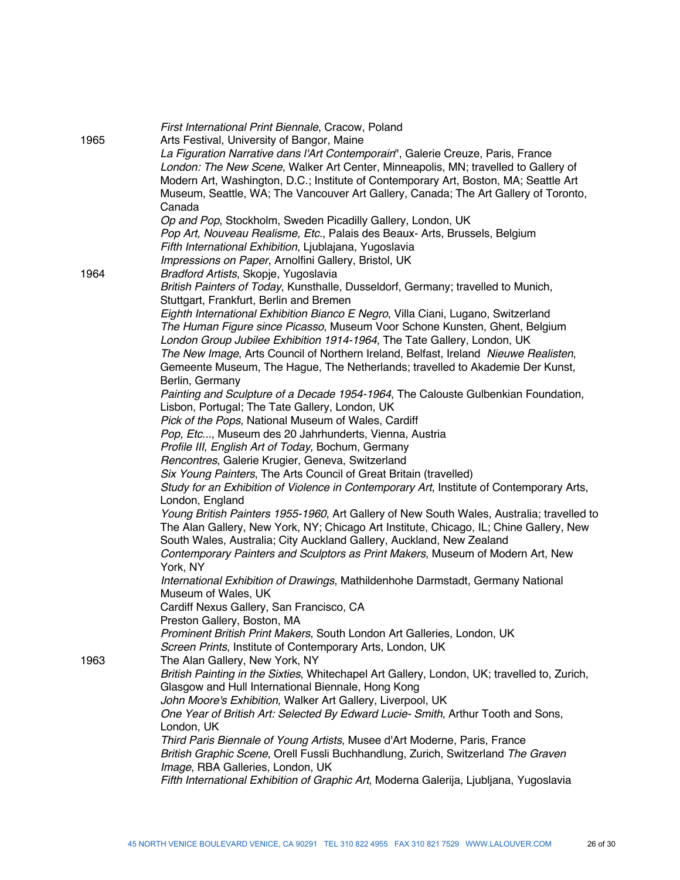*First International Print Biennale*, Cracow, Poland

1965 Arts Festival, University of Bangor, Maine

*La Figuration Narrative dans l'Art Contemporain*", Galerie Creuze, Paris, France

*London: The New Scene*, Walker Art Center, Minneapolis, MN; travelled to Gallery of Modern Art, Washington, D.C.; Institute of Contemporary Art, Boston, MA; Seattle Art Museum, Seattle, WA; The Vancouver Art Gallery, Canada; The Art Gallery of Toronto, Canada

*Op and Pop*, Stockholm, Sweden Picadilly Gallery, London, UK

*Pop Art, Nouveau Realisme, Etc*., Palais des Beaux- Arts, Brussels, Belgium

*Fifth International Exhibition*, Ljublajana, Yugoslavia

*Impressions on Paper*, Arnolfini Gallery, Bristol, UK

1964 *Bradford Artists*, Skopje, Yugoslavia

*British Painters of Today*, Kunsthalle, Dusseldorf, Germany; travelled to Munich, Stuttgart, Frankfurt, Berlin and Bremen

*Eighth International Exhibition Bianco E Negro*, Villa Ciani, Lugano, Switzerland

*The Human Figure since Picasso*, Museum Voor Schone Kunsten, Ghent, Belgium

*London Group Jubilee Exhibition 1914-1964*, The Tate Gallery, London, UK

*The New Image*, Arts Council of Northern Ireland, Belfast, Ireland *Nieuwe Realisten*, Gemeente Museum, The Hague, The Netherlands; travelled to Akademie Der Kunst, Berlin, Germany

*Painting and Sculpture of a Decade 1954-1964*, The Calouste Gulbenkian Foundation, Lisbon, Portugal; The Tate Gallery, London, UK

*Pick of the Pops*, National Museum of Wales, Cardiff

*Pop, Etc...*, Museum des 20 Jahrhunderts, Vienna, Austria

*Profile III, English Art of Today*, Bochum, Germany

*Rencontres*, Galerie Krugier, Geneva, Switzerland

*Six Young Painters*, The Arts Council of Great Britain (travelled)

*Study for an Exhibition of Violence in Contemporary Art*, Institute of Contemporary Arts, London, England

*Young British Painters 1955-1960*, Art Gallery of New South Wales, Australia; travelled to The Alan Gallery, New York, NY; Chicago Art Institute, Chicago, IL; Chine Gallery, New South Wales, Australia; City Auckland Gallery, Auckland, New Zealand

*Contemporary Painters and Sculptors as Print Makers*, Museum of Modern Art, New York, NY

*International Exhibition of Drawings*, Mathildenhohe Darmstadt, Germany National Museum of Wales, UK

Cardiff Nexus Gallery, San Francisco, CA

Preston Gallery, Boston, MA

*Prominent British Print Makers*, South London Art Galleries, London, UK

*Screen Prints*, Institute of Contemporary Arts, London, UK

1963 The Alan Gallery, New York, NY

*British Painting in the Sixties*, Whitechapel Art Gallery, London, UK; travelled to, Zurich, Glasgow and Hull International Biennale, Hong Kong

*John Moore's Exhibition*, Walker Art Gallery, Liverpool, UK

*One Year of British Art: Selected By Edward Lucie- Smith*, Arthur Tooth and Sons, London, UK

*Third Paris Biennale of Young Artists*, Musee d'Art Moderne, Paris, France

*British Graphic Scene*, Orell Fussli Buchhandlung, Zurich, Switzerland *The Graven Image*, RBA Galleries, London, UK

*Fifth International Exhibition of Graphic Art*, Moderna Galerija, Ljubljana, Yugoslavia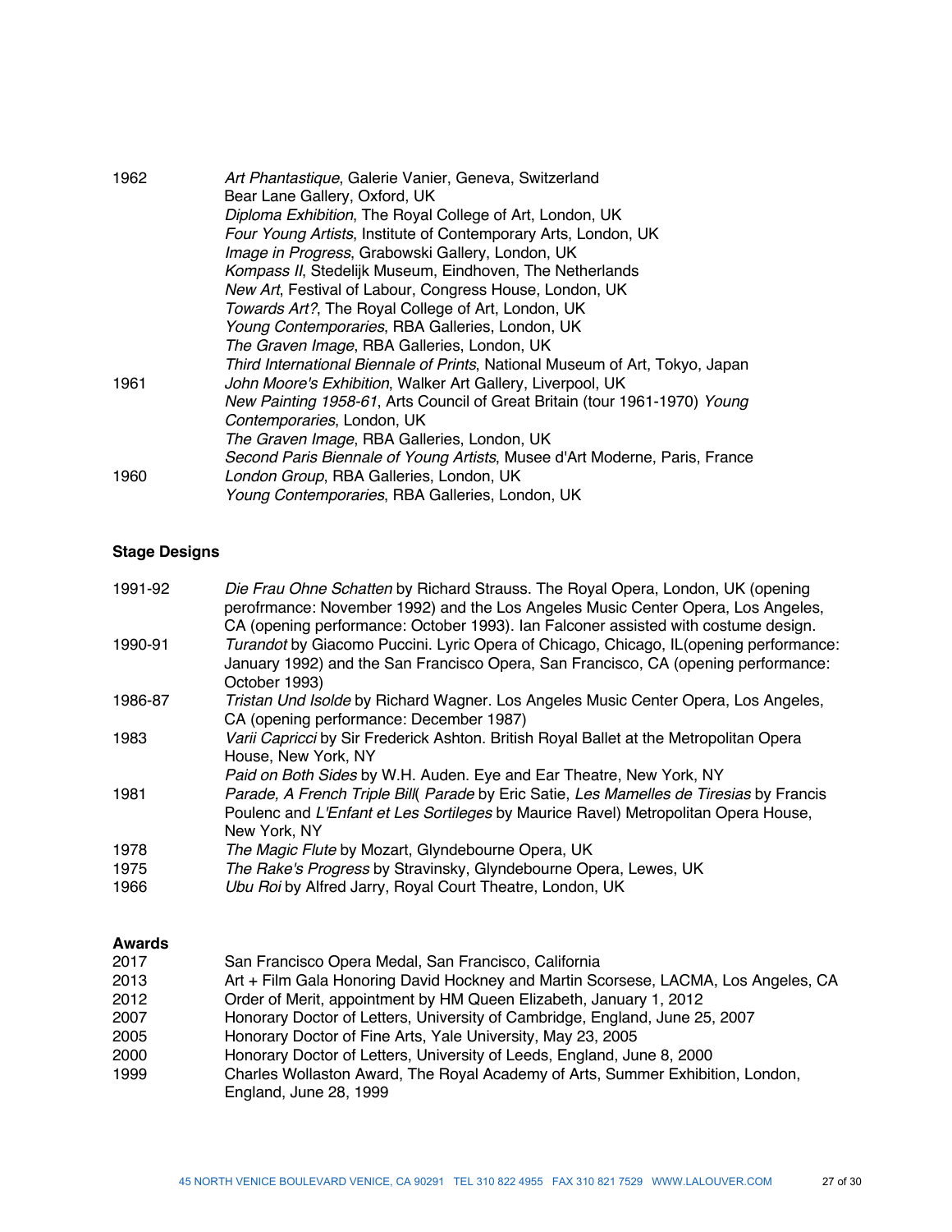| | |
|---|---|
| 1962 | *Art Phantastique*, Galerie Vanier, Geneva, Switzerland |
| | Bear Lane Gallery, Oxford, UK |
| | *Diploma Exhibition*, The Royal College of Art, London, UK |
| | *Four Young Artists*, Institute of Contemporary Arts, London, UK |
| | *Image in Progress*, Grabowski Gallery, London, UK |
| | *Kompass II*, Stedelijk Museum, Eindhoven, The Netherlands |
| | *New Art*, Festival of Labour, Congress House, London, UK |
| | *Towards Art?*, The Royal College of Art, London, UK |
| | *Young Contemporaries*, RBA Galleries, London, UK |
| | *The Graven Image*, RBA Galleries, London, UK |
| | *Third International Biennale of Prints*, National Museum of Art, Tokyo, Japan |
| 1961 | *John Moore's Exhibition*, Walker Art Gallery, Liverpool, UK |
| | *New Painting 1958-61*, Arts Council of Great Britain (tour 1961-1970) *Young Contemporaries*, London, UK |
| | *The Graven Image*, RBA Galleries, London, UK |
| | *Second Paris Biennale of Young Artists*, Musee d'Art Moderne, Paris, France |
| 1960 | *London Group*, RBA Galleries, London, UK |
| | *Young Contemporaries*, RBA Galleries, London, UK |

**Stage Designs**

| | |
|---|---|
| 1991-92 | *Die Frau Ohne Schatten* by Richard Strauss. The Royal Opera, London, UK (opening perofrmance: November 1992) and the Los Angeles Music Center Opera, Los Angeles, CA (opening performance: October 1993). Ian Falconer assisted with costume design. |
| 1990-91 | *Turandot* by Giacomo Puccini. Lyric Opera of Chicago, Chicago, IL(opening performance: January 1992) and the San Francisco Opera, San Francisco, CA (opening performance: October 1993) |
| 1986-87 | *Tristan Und Isolde* by Richard Wagner. Los Angeles Music Center Opera, Los Angeles, CA (opening performance: December 1987) |
| 1983 | *Varii Capricci* by Sir Frederick Ashton. British Royal Ballet at the Metropolitan Opera House, New York, NY |
| | *Paid on Both Sides* by W.H. Auden. Eye and Ear Theatre, New York, NY |
| 1981 | *Parade, A French Triple Bill*( *Parade* by Eric Satie, *Les Mamelles de Tiresias* by Francis Poulenc and *L'Enfant et Les Sortileges* by Maurice Ravel) Metropolitan Opera House, New York, NY |
| 1978 | *The Magic Flute* by Mozart, Glyndebourne Opera, UK |
| 1975 | *The Rake's Progress* by Stravinsky, Glyndebourne Opera, Lewes, UK |
| 1966 | *Ubu Roi* by Alfred Jarry, Royal Court Theatre, London, UK |

**Awards**

| | |
|---|---|
| 2017 | San Francisco Opera Medal, San Francisco, California |
| 2013 | Art + Film Gala Honoring David Hockney and Martin Scorsese, LACMA, Los Angeles, CA |
| 2012 | Order of Merit, appointment by HM Queen Elizabeth, January 1, 2012 |
| 2007 | Honorary Doctor of Letters, University of Cambridge, England, June 25, 2007 |
| 2005 | Honorary Doctor of Fine Arts, Yale University, May 23, 2005 |
| 2000 | Honorary Doctor of Letters, University of Leeds, England, June 8, 2000 |
| 1999 | Charles Wollaston Award, The Royal Academy of Arts, Summer Exhibition, London, England, June 28, 1999 |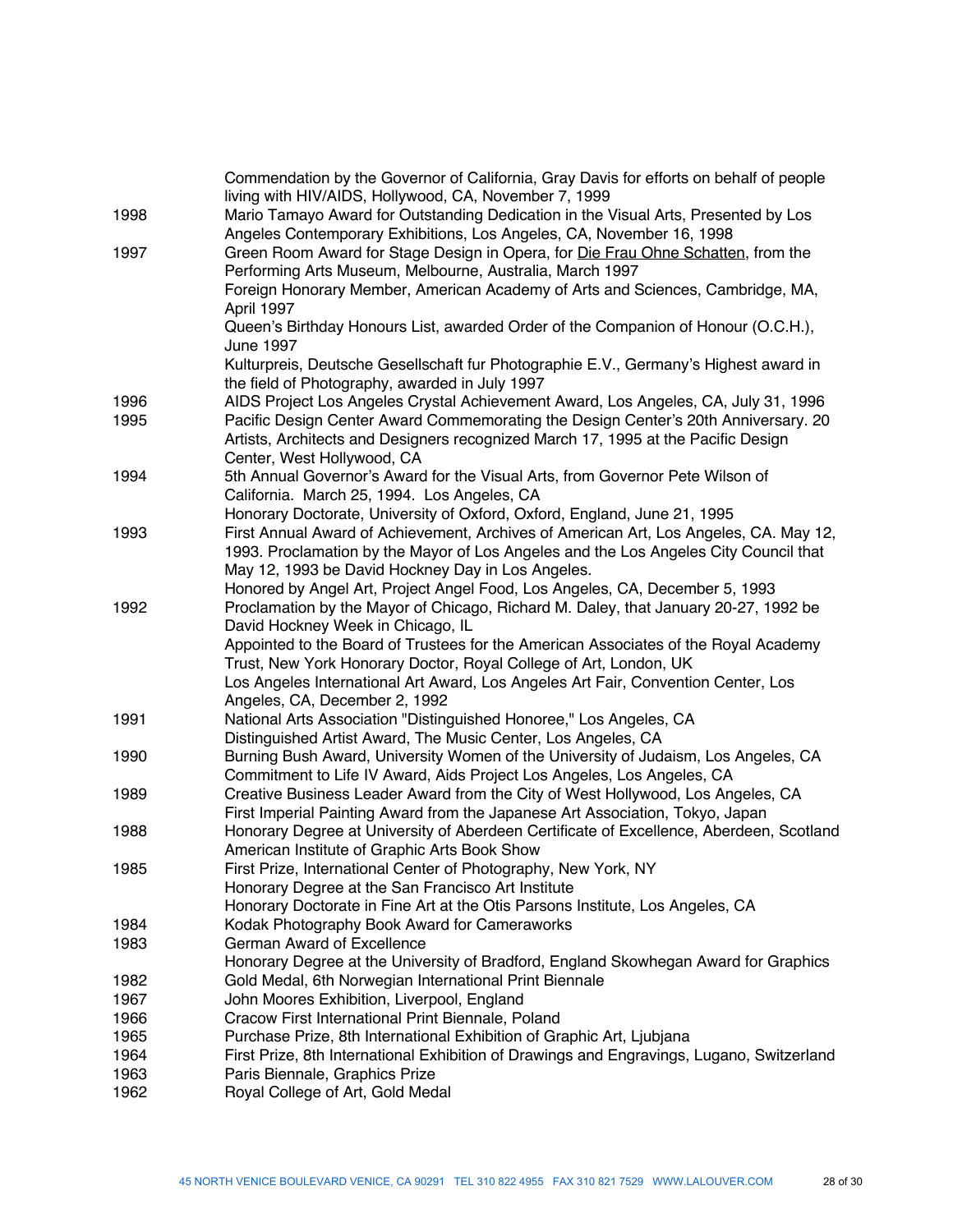| | |
|---|---|
| | Commendation by the Governor of California, Gray Davis for efforts on behalf of people living with HIV/AIDS, Hollywood, CA, November 7, 1999 |
| 1998 | Mario Tamayo Award for Outstanding Dedication in the Visual Arts, Presented by Los Angeles Contemporary Exhibitions, Los Angeles, CA, November 16, 1998 |
| 1997 | Green Room Award for Stage Design in Opera, for <u>Die Frau Ohne Schatten</u>, from the Performing Arts Museum, Melbourne, Australia, March 1997 |
| | Foreign Honorary Member, American Academy of Arts and Sciences, Cambridge, MA, April 1997 |
| | Queen's Birthday Honours List, awarded Order of the Companion of Honour (O.C.H.), June 1997 |
| | Kulturpreis, Deutsche Gesellschaft fur Photographie E.V., Germany's Highest award in the field of Photography, awarded in July 1997 |
| 1996 | AIDS Project Los Angeles Crystal Achievement Award, Los Angeles, CA, July 31, 1996 |
| 1995 | Pacific Design Center Award Commemorating the Design Center's 20th Anniversary. 20 Artists, Architects and Designers recognized March 17, 1995 at the Pacific Design Center, West Hollywood, CA |
| 1994 | 5th Annual Governor's Award for the Visual Arts, from Governor Pete Wilson of California. March 25, 1994. Los Angeles, CA |
| | Honorary Doctorate, University of Oxford, Oxford, England, June 21, 1995 |
| 1993 | First Annual Award of Achievement, Archives of American Art, Los Angeles, CA. May 12, 1993. Proclamation by the Mayor of Los Angeles and the Los Angeles City Council that May 12, 1993 be David Hockney Day in Los Angeles. |
| | Honored by Angel Art, Project Angel Food, Los Angeles, CA, December 5, 1993 |
| 1992 | Proclamation by the Mayor of Chicago, Richard M. Daley, that January 20-27, 1992 be David Hockney Week in Chicago, IL |
| | Appointed to the Board of Trustees for the American Associates of the Royal Academy Trust, New York Honorary Doctor, Royal College of Art, London, UK |
| | Los Angeles International Art Award, Los Angeles Art Fair, Convention Center, Los Angeles, CA, December 2, 1992 |
| 1991 | National Arts Association "Distinguished Honoree," Los Angeles, CA |
| | Distinguished Artist Award, The Music Center, Los Angeles, CA |
| 1990 | Burning Bush Award, University Women of the University of Judaism, Los Angeles, CA |
| | Commitment to Life IV Award, Aids Project Los Angeles, Los Angeles, CA |
| 1989 | Creative Business Leader Award from the City of West Hollywood, Los Angeles, CA |
| | First Imperial Painting Award from the Japanese Art Association, Tokyo, Japan |
| 1988 | Honorary Degree at University of Aberdeen Certificate of Excellence, Aberdeen, Scotland |
| | American Institute of Graphic Arts Book Show |
| 1985 | First Prize, International Center of Photography, New York, NY |
| | Honorary Degree at the San Francisco Art Institute |
| | Honorary Doctorate in Fine Art at the Otis Parsons Institute, Los Angeles, CA |
| 1984 | Kodak Photography Book Award for Cameraworks |
| 1983 | German Award of Excellence |
| | Honorary Degree at the University of Bradford, England Skowhegan Award for Graphics |
| 1982 | Gold Medal, 6th Norwegian International Print Biennale |
| 1967 | John Moores Exhibition, Liverpool, England |
| 1966 | Cracow First International Print Biennale, Poland |
| 1965 | Purchase Prize, 8th International Exhibition of Graphic Art, Ljubjana |
| 1964 | First Prize, 8th International Exhibition of Drawings and Engravings, Lugano, Switzerland |
| 1963 | Paris Biennale, Graphics Prize |
| 1962 | Royal College of Art, Gold Medal |

45 NORTH VENICE BOULEVARD VENICE, CA 90291 TEL 310 822 4955 FAX 310 821 7529 WWW.LALOUVER.COM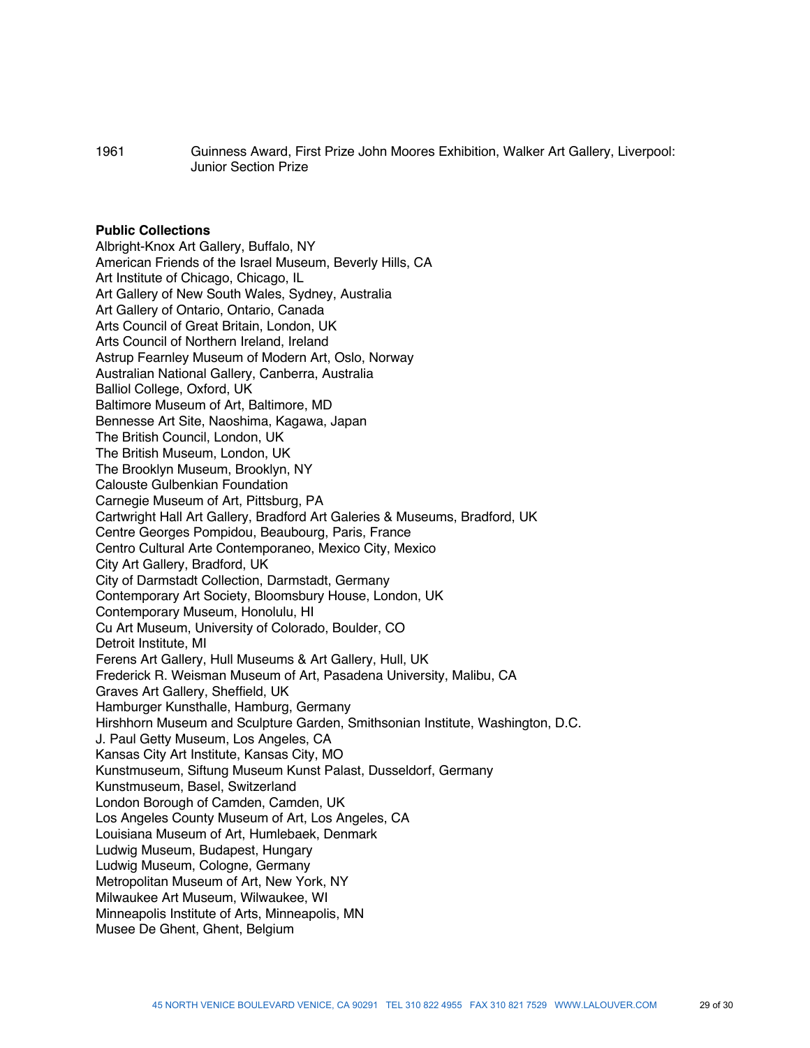1961 Guinness Award, First Prize John Moores Exhibition, Walker Art Gallery, Liverpool: Junior Section Prize

**Public Collections**

Albright-Knox Art Gallery, Buffalo, NY
American Friends of the Israel Museum, Beverly Hills, CA
Art Institute of Chicago, Chicago, IL
Art Gallery of New South Wales, Sydney, Australia
Art Gallery of Ontario, Ontario, Canada
Arts Council of Great Britain, London, UK
Arts Council of Northern Ireland, Ireland
Astrup Fearnley Museum of Modern Art, Oslo, Norway
Australian National Gallery, Canberra, Australia
Balliol College, Oxford, UK
Baltimore Museum of Art, Baltimore, MD
Bennesse Art Site, Naoshima, Kagawa, Japan
The British Council, London, UK
The British Museum, London, UK
The Brooklyn Museum, Brooklyn, NY
Calouste Gulbenkian Foundation
Carnegie Museum of Art, Pittsburg, PA
Cartwright Hall Art Gallery, Bradford Art Galeries & Museums, Bradford, UK
Centre Georges Pompidou, Beaubourg, Paris, France
Centro Cultural Arte Contemporaneo, Mexico City, Mexico
City Art Gallery, Bradford, UK
City of Darmstadt Collection, Darmstadt, Germany
Contemporary Art Society, Bloomsbury House, London, UK
Contemporary Museum, Honolulu, HI
Cu Art Museum, University of Colorado, Boulder, CO
Detroit Institute, MI
Ferens Art Gallery, Hull Museums & Art Gallery, Hull, UK
Frederick R. Weisman Museum of Art, Pasadena University, Malibu, CA
Graves Art Gallery, Sheffield, UK
Hamburger Kunsthalle, Hamburg, Germany
Hirshhorn Museum and Sculpture Garden, Smithsonian Institute, Washington, D.C.
J. Paul Getty Museum, Los Angeles, CA
Kansas City Art Institute, Kansas City, MO
Kunstmuseum, Siftung Museum Kunst Palast, Dusseldorf, Germany
Kunstmuseum, Basel, Switzerland
London Borough of Camden, Camden, UK
Los Angeles County Museum of Art, Los Angeles, CA
Louisiana Museum of Art, Humlebaek, Denmark
Ludwig Museum, Budapest, Hungary
Ludwig Museum, Cologne, Germany
Metropolitan Museum of Art, New York, NY
Milwaukee Art Museum, Wilwaukee, WI
Minneapolis Institute of Arts, Minneapolis, MN
Musee De Ghent, Ghent, Belgium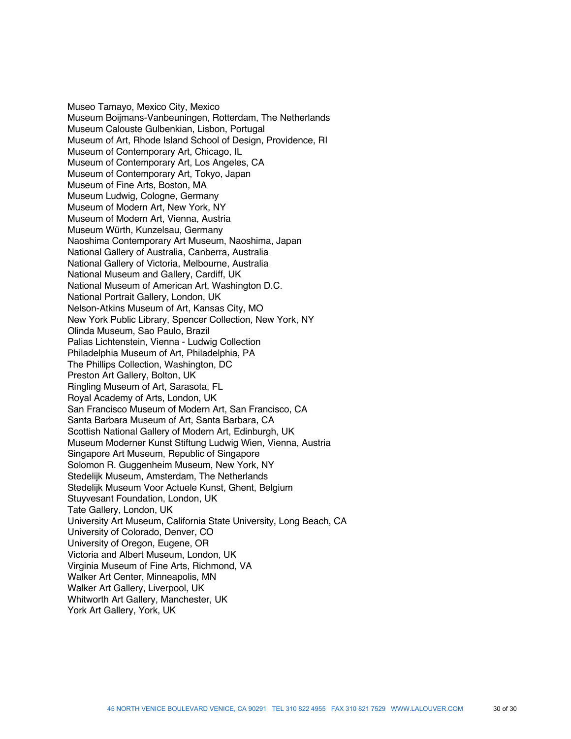Museo Tamayo, Mexico City, Mexico
Museum Boijmans-Vanbeuningen, Rotterdam, The Netherlands
Museum Calouste Gulbenkian, Lisbon, Portugal
Museum of Art, Rhode Island School of Design, Providence, RI
Museum of Contemporary Art, Chicago, IL
Museum of Contemporary Art, Los Angeles, CA
Museum of Contemporary Art, Tokyo, Japan
Museum of Fine Arts, Boston, MA
Museum Ludwig, Cologne, Germany
Museum of Modern Art, New York, NY
Museum of Modern Art, Vienna, Austria
Museum Würth, Kunzelsau, Germany
Naoshima Contemporary Art Museum, Naoshima, Japan
National Gallery of Australia, Canberra, Australia
National Gallery of Victoria, Melbourne, Australia
National Museum and Gallery, Cardiff, UK
National Museum of American Art, Washington D.C.
National Portrait Gallery, London, UK
Nelson-Atkins Museum of Art, Kansas City, MO
New York Public Library, Spencer Collection, New York, NY
Olinda Museum, Sao Paulo, Brazil
Palias Lichtenstein, Vienna - Ludwig Collection
Philadelphia Museum of Art, Philadelphia, PA
The Phillips Collection, Washington, DC
Preston Art Gallery, Bolton, UK
Ringling Museum of Art, Sarasota, FL
Royal Academy of Arts, London, UK
San Francisco Museum of Modern Art, San Francisco, CA
Santa Barbara Museum of Art, Santa Barbara, CA
Scottish National Gallery of Modern Art, Edinburgh, UK
Museum Moderner Kunst Stiftung Ludwig Wien, Vienna, Austria
Singapore Art Museum, Republic of Singapore
Solomon R. Guggenheim Museum, New York, NY
Stedelijk Museum, Amsterdam, The Netherlands
Stedelijk Museum Voor Actuele Kunst, Ghent, Belgium
Stuyvesant Foundation, London, UK
Tate Gallery, London, UK
University Art Museum, California State University, Long Beach, CA
University of Colorado, Denver, CO
University of Oregon, Eugene, OR
Victoria and Albert Museum, London, UK
Virginia Museum of Fine Arts, Richmond, VA
Walker Art Center, Minneapolis, MN
Walker Art Gallery, Liverpool, UK
Whitworth Art Gallery, Manchester, UK
York Art Gallery, York, UK